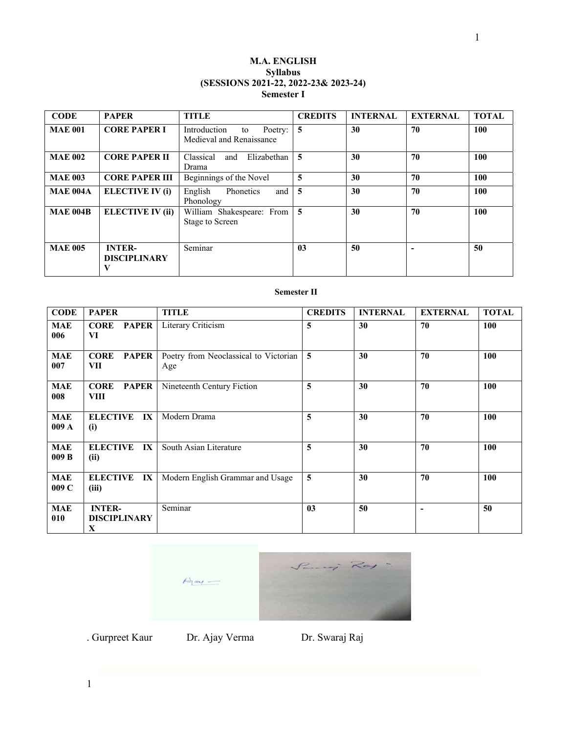**M.A. ENGLISH**
**Syllabus**
**(SESSIONS 2021-22, 2022-23& 2023-24)**
**Semester I**

| CODE | PAPER | TITLE | CREDITS | INTERNAL | EXTERNAL | TOTAL |
|---|---|---|---|---|---|---|
| **MAE 001** | **CORE PAPER I** | Introduction to Poetry: Medieval and Renaissance | **5** | **30** | **70** | **100** |
| **MAE 002** | **CORE PAPER II** | Classical and Elizabethan Drama | **5** | **30** | **70** | **100** |
| **MAE 003** | **CORE PAPER III** | Beginnings of the Novel | **5** | **30** | **70** | **100** |
| **MAE 004A** | **ELECTIVE IV (i)** | English Phonetics and Phonology | **5** | **30** | **70** | **100** |
| **MAE 004B** | **ELECTIVE IV (ii)** | William Shakespeare: From Stage to Screen | **5** | **30** | **70** | **100** |
| **MAE 005** | **INTER-DISCIPLINARY V** | Seminar | **03** | **50** | **-** | **50** |

**Semester II**

| CODE | PAPER | TITLE | CREDITS | INTERNAL | EXTERNAL | TOTAL |
|---|---|---|---|---|---|---|
| **MAE 006** | **CORE PAPER VI** | Literary Criticism | **5** | **30** | **70** | **100** |
| **MAE 007** | **CORE PAPER VII** | Poetry from Neoclassical to Victorian Age | **5** | **30** | **70** | **100** |
| **MAE 008** | **CORE PAPER VIII** | Nineteenth Century Fiction | **5** | **30** | **70** | **100** |
| **MAE 009 A** | **ELECTIVE IX (i)** | Modern Drama | **5** | **30** | **70** | **100** |
| **MAE 009 B** | **ELECTIVE IX (ii)** | South Asian Literature | **5** | **30** | **70** | **100** |
| **MAE 009 C** | **ELECTIVE IX (iii)** | Modern English Grammar and Usage | **5** | **30** | **70** | **100** |
| **MAE 010** | **INTER-DISCIPLINARY X** | Seminar | **03** | **50** | **-** | **50** |

. Gurpreet Kaur    Dr. Ajay Verma    Dr. Swaraj Raj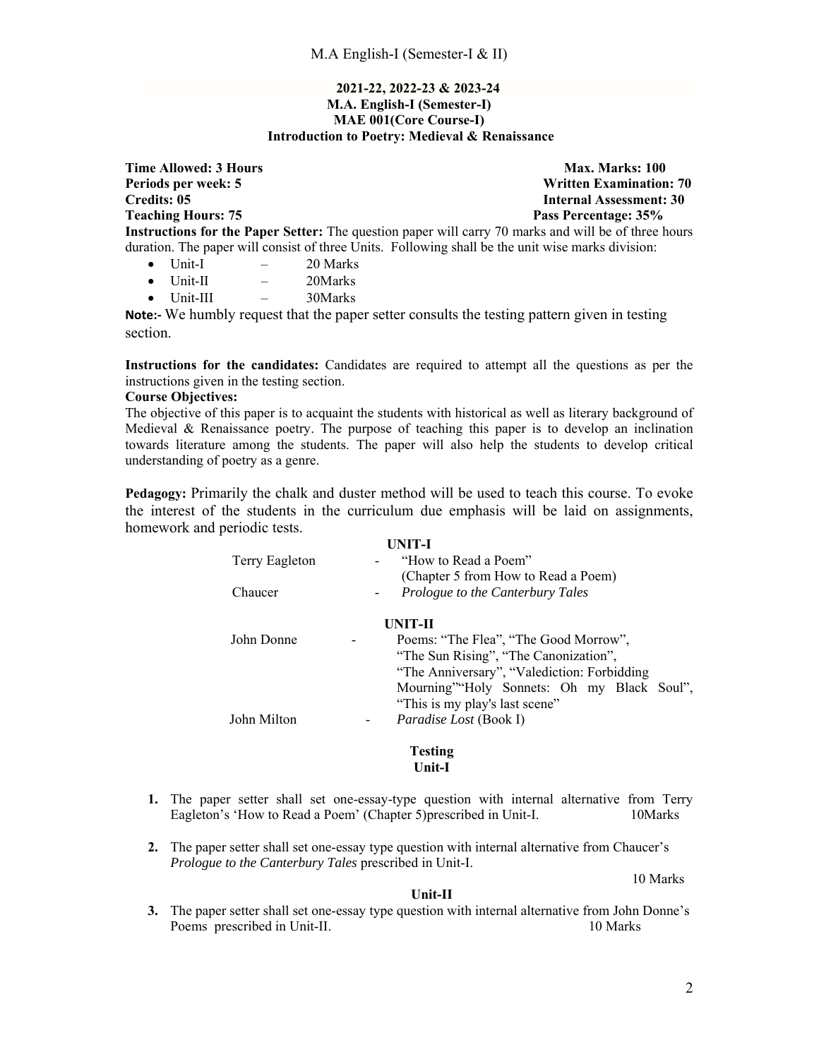**2021-22, 2022-23 & 2023-24**
**M.A. English-I (Semester-I)**
**MAE 001(Core Course-I)**
**Introduction to Poetry: Medieval & Renaissance**

**Time Allowed: 3 Hours** | **Max. Marks: 100**
**Periods per week: 5** | **Written Examination: 70**
**Credits: 05** | **Internal Assessment: 30**
**Teaching Hours: 75** | **Pass Percentage: 35%**

**Instructions for the Paper Setter:** The question paper will carry 70 marks and will be of three hours duration. The paper will consist of three Units. Following shall be the unit wise marks division:

- Unit-I – 20 Marks
- Unit-II – 20Marks
- Unit-III – 30Marks

**Note:-** We humbly request that the paper setter consults the testing pattern given in testing section.

**Instructions for the candidates:** Candidates are required to attempt all the questions as per the instructions given in the testing section.

**Course Objectives:**
The objective of this paper is to acquaint the students with historical as well as literary background of Medieval & Renaissance poetry. The purpose of teaching this paper is to develop an inclination towards literature among the students. The paper will also help the students to develop critical understanding of poetry as a genre.

**Pedagogy:** Primarily the chalk and duster method will be used to teach this course. To evoke the interest of the students in the curriculum due emphasis will be laid on assignments, homework and periodic tests.

**UNIT-I**

Terry Eagleton - "How to Read a Poem" (Chapter 5 from How to Read a Poem)

Chaucer - *Prologue to the Canterbury Tales*

**UNIT-II**

John Donne - Poems: "The Flea", "The Good Morrow", "The Sun Rising", "The Canonization", "The Anniversary", "Valediction: Forbidding Mourning""Holy Sonnets: Oh my Black Soul", "This is my play's last scene"

John Milton - *Paradise Lost* (Book I)

**Testing**
**Unit-I**

1. The paper setter shall set one-essay-type question with internal alternative from Terry Eagleton's 'How to Read a Poem' (Chapter 5)prescribed in Unit-I. 10Marks

2. The paper setter shall set one-essay type question with internal alternative from Chaucer's *Prologue to the Canterbury Tales* prescribed in Unit-I. 10 Marks

**Unit-II**

3. The paper setter shall set one-essay type question with internal alternative from John Donne's Poems prescribed in Unit-II. 10 Marks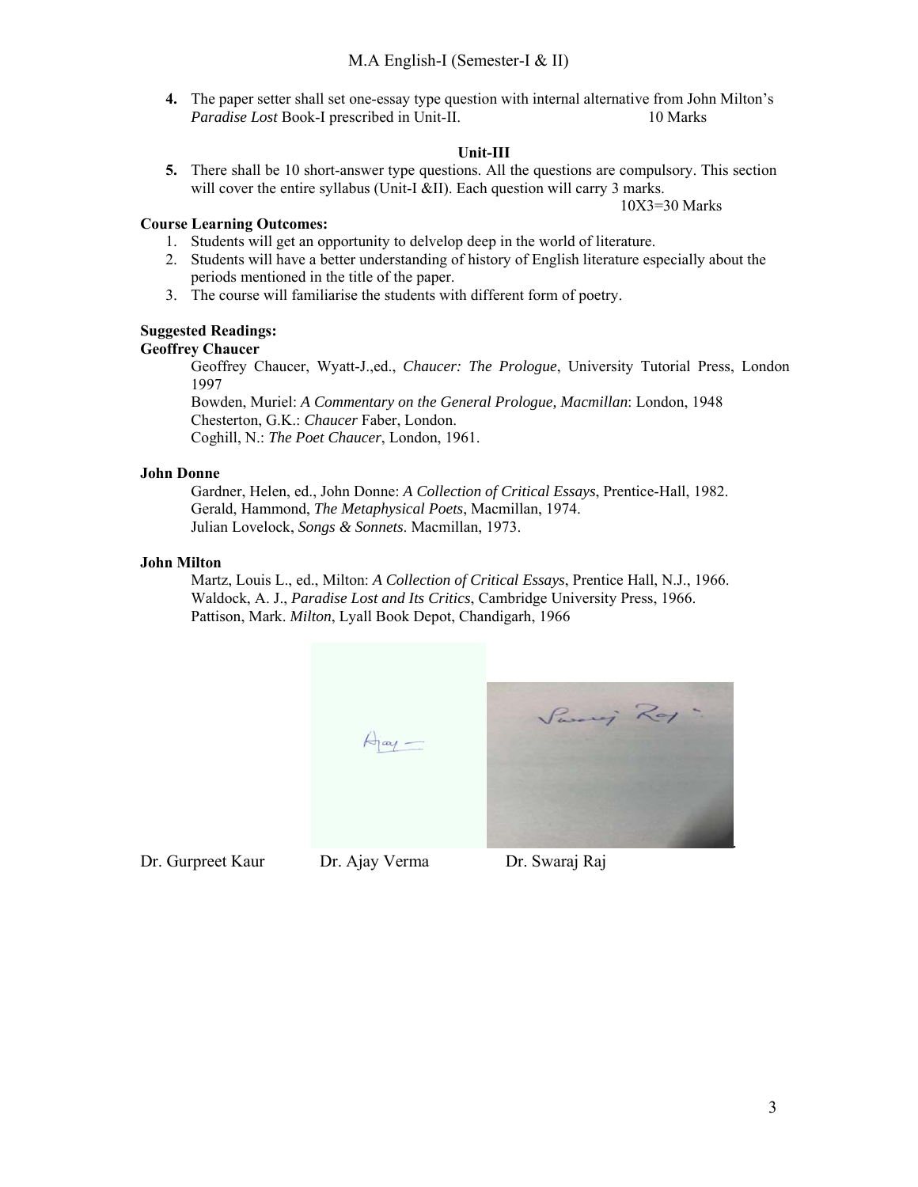4. The paper setter shall set one-essay type question with internal alternative from John Milton's *Paradise Lost* Book-I prescribed in Unit-II. 10 Marks

**Unit-III**

5. There shall be 10 short-answer type questions. All the questions are compulsory. This section will cover the entire syllabus (Unit-I &II). Each question will carry 3 marks.
   10X3=30 Marks

**Course Learning Outcomes:**

1. Students will get an opportunity to delvelop deep in the world of literature.
2. Students will have a better understanding of history of English literature especially about the periods mentioned in the title of the paper.
3. The course will familiarise the students with different form of poetry.

**Suggested Readings:**

**Geoffrey Chaucer**

Geoffrey Chaucer, Wyatt-J.,ed., *Chaucer: The Prologue*, University Tutorial Press, London 1997

Bowden, Muriel: *A Commentary on the General Prologue, Macmillan*: London, 1948

Chesterton, G.K.: *Chaucer* Faber, London.

Coghill, N.: *The Poet Chaucer*, London, 1961.

**John Donne**

Gardner, Helen, ed., John Donne: *A Collection of Critical Essays*, Prentice-Hall, 1982.

Gerald, Hammond, *The Metaphysical Poets*, Macmillan, 1974.

Julian Lovelock, *Songs & Sonnets*. Macmillan, 1973.

**John Milton**

Martz, Louis L., ed., Milton: *A Collection of Critical Essays*, Prentice Hall, N.J., 1966.

Waldock, A. J., *Paradise Lost and Its Critics*, Cambridge University Press, 1966.

Pattison, Mark. *Milton*, Lyall Book Depot, Chandigarh, 1966

Dr. Gurpreet Kaur　　Dr. Ajay Verma　　Dr. Swaraj Raj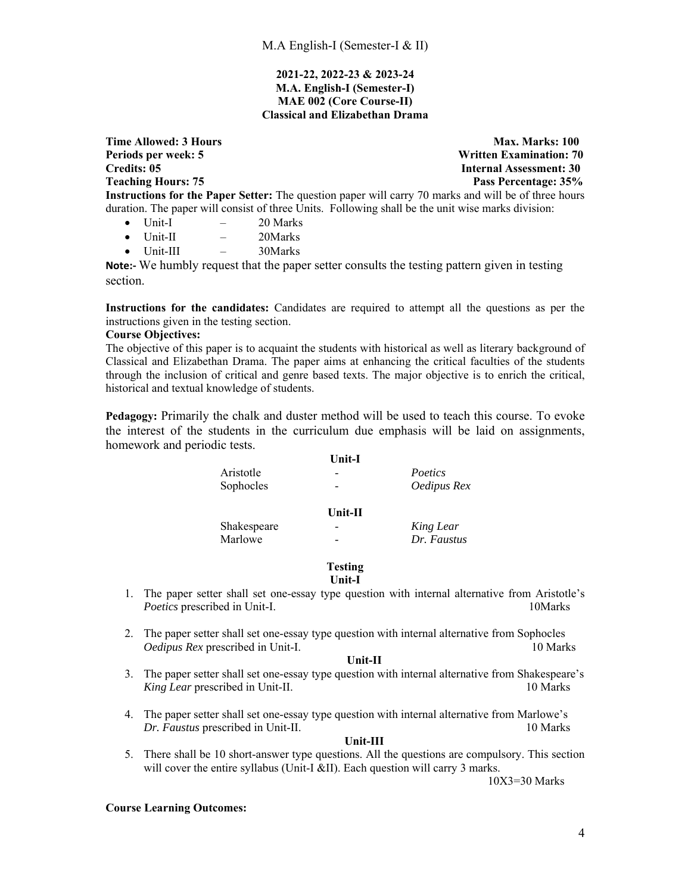**2021-22, 2022-23 & 2023-24**
**M.A. English-I (Semester-I)**
**MAE 002 (Core Course-II)**
**Classical and Elizabethan Drama**

**Time Allowed: 3 Hours** | **Max. Marks: 100**
**Periods per week: 5** | **Written Examination: 70**
**Credits: 05** | **Internal Assessment: 30**
**Teaching Hours: 75** | **Pass Percentage: 35%**

**Instructions for the Paper Setter:** The question paper will carry 70 marks and will be of three hours duration. The paper will consist of three Units. Following shall be the unit wise marks division:

- Unit-I – 20 Marks
- Unit-II – 20Marks
- Unit-III – 30Marks

**Note:-** We humbly request that the paper setter consults the testing pattern given in testing section.

**Instructions for the candidates:** Candidates are required to attempt all the questions as per the instructions given in the testing section.

**Course Objectives:**

The objective of this paper is to acquaint the students with historical as well as literary background of Classical and Elizabethan Drama. The paper aims at enhancing the critical faculties of the students through the inclusion of critical and genre based texts. The major objective is to enrich the critical, historical and textual knowledge of students.

**Pedagogy:** Primarily the chalk and duster method will be used to teach this course. To evoke the interest of the students in the curriculum due emphasis will be laid on assignments, homework and periodic tests.

**Unit-I**

| | | |
|---|---|---|
| Aristotle | - | *Poetics* |
| Sophocles | - | *Oedipus Rex* |

**Unit-II**

| | | |
|---|---|---|
| Shakespeare | - | *King Lear* |
| Marlowe | - | *Dr. Faustus* |

**Testing**

**Unit-I**

1. The paper setter shall set one-essay type question with internal alternative from Aristotle's *Poetics* prescribed in Unit-I. 10Marks

2. The paper setter shall set one-essay type question with internal alternative from Sophocles *Oedipus Rex* prescribed in Unit-I. 10 Marks

**Unit-II**

3. The paper setter shall set one-essay type question with internal alternative from Shakespeare's *King Lear* prescribed in Unit-II. 10 Marks

4. The paper setter shall set one-essay type question with internal alternative from Marlowe's *Dr. Faustus* prescribed in Unit-II. 10 Marks

**Unit-III**

5. There shall be 10 short-answer type questions. All the questions are compulsory. This section will cover the entire syllabus (Unit-I &II). Each question will carry 3 marks.
10X3=30 Marks

**Course Learning Outcomes:**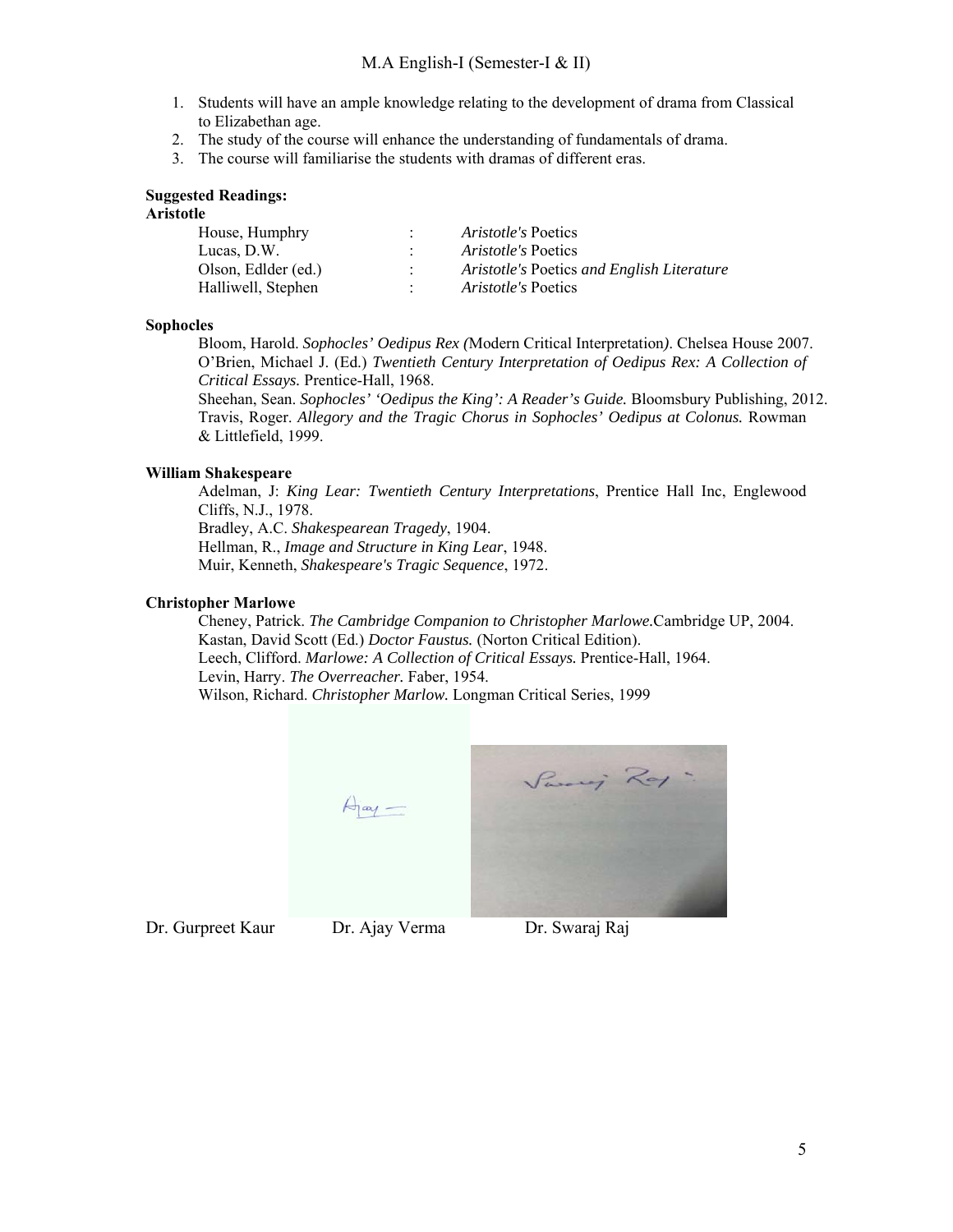1. Students will have an ample knowledge relating to the development of drama from Classical to Elizabethan age.
2. The study of the course will enhance the understanding of fundamentals of drama.
3. The course will familiarise the students with dramas of different eras.

**Suggested Readings:**

**Aristotle**

| | | |
|---|---|---|
| House, Humphry | : | *Aristotle's* Poetics |
| Lucas, D.W. | : | *Aristotle's* Poetics |
| Olson, Edlder (ed.) | : | *Aristotle's* Poetics *and English Literature* |
| Halliwell, Stephen | : | *Aristotle's* Poetics |

**Sophocles**

Bloom, Harold. *Sophocles' Oedipus Rex (*Modern Critical Interpretation*)*. Chelsea House 2007.
O'Brien, Michael J. (Ed.) *Twentieth Century Interpretation of Oedipus Rex: A Collection of Critical Essays.* Prentice-Hall, 1968.
Sheehan, Sean. *Sophocles' 'Oedipus the King': A Reader's Guide.* Bloomsbury Publishing, 2012.
Travis, Roger. *Allegory and the Tragic Chorus in Sophocles' Oedipus at Colonus.* Rowman & Littlefield, 1999.

**William Shakespeare**

Adelman, J: *King Lear: Twentieth Century Interpretations*, Prentice Hall Inc, Englewood Cliffs, N.J., 1978.
Bradley, A.C. *Shakespearean Tragedy*, 1904.
Hellman, R., *Image and Structure in King Lear*, 1948.
Muir, Kenneth, *Shakespeare's Tragic Sequence*, 1972.

**Christopher Marlowe**

Cheney, Patrick. *The Cambridge Companion to Christopher Marlowe.*Cambridge UP, 2004.
Kastan, David Scott (Ed.) *Doctor Faustus.* (Norton Critical Edition).
Leech, Clifford. *Marlowe: A Collection of Critical Essays.* Prentice-Hall, 1964.
Levin, Harry. *The Overreacher.* Faber, 1954.
Wilson, Richard. *Christopher Marlow.* Longman Critical Series, 1999

Dr. Gurpreet Kaur Dr. Ajay Verma Dr. Swaraj Raj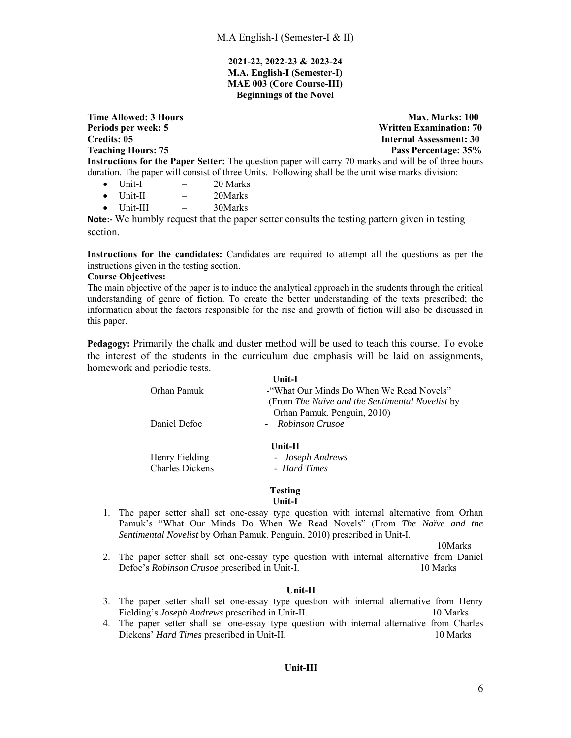M.A English-I (Semester-I & II)

**2021-22, 2022-23 & 2023-24**
**M.A. English-I (Semester-I)**
**MAE 003 (Core Course-III)**
**Beginnings of the Novel**

**Time Allowed: 3 Hours** | **Max. Marks: 100**
**Periods per week: 5** | **Written Examination: 70**
**Credits: 05** | **Internal Assessment: 30**
**Teaching Hours: 75** | **Pass Percentage: 35%**

**Instructions for the Paper Setter:** The question paper will carry 70 marks and will be of three hours duration. The paper will consist of three Units. Following shall be the unit wise marks division:

- Unit-I – 20 Marks
- Unit-II – 20Marks
- Unit-III – 30Marks

**Note:-** We humbly request that the paper setter consults the testing pattern given in testing section.

**Instructions for the candidates:** Candidates are required to attempt all the questions as per the instructions given in the testing section.

**Course Objectives:**

The main objective of the paper is to induce the analytical approach in the students through the critical understanding of genre of fiction. To create the better understanding of the texts prescribed; the information about the factors responsible for the rise and growth of fiction will also be discussed in this paper.

**Pedagogy:** Primarily the chalk and duster method will be used to teach this course. To evoke the interest of the students in the curriculum due emphasis will be laid on assignments, homework and periodic tests.

**Unit-I**

Orhan Pamuk -"What Our Minds Do When We Read Novels" (From *The Naïve and the Sentimental Novelist* by Orhan Pamuk. Penguin, 2010)

Daniel Defoe - *Robinson Crusoe*

**Unit-II**

Henry Fielding - *Joseph Andrews*

Charles Dickens - *Hard Times*

**Testing**

**Unit-I**

1. The paper setter shall set one-essay type question with internal alternative from Orhan Pamuk's "What Our Minds Do When We Read Novels" (From *The Naïve and the Sentimental Novelist* by Orhan Pamuk. Penguin, 2010) prescribed in Unit-I. 10Marks
2. The paper setter shall set one-essay type question with internal alternative from Daniel Defoe's *Robinson Crusoe* prescribed in Unit-I. 10 Marks

**Unit-II**

3. The paper setter shall set one-essay type question with internal alternative from Henry Fielding's *Joseph Andrews* prescribed in Unit-II. 10 Marks
4. The paper setter shall set one-essay type question with internal alternative from Charles Dickens' *Hard Times* prescribed in Unit-II. 10 Marks

**Unit-III**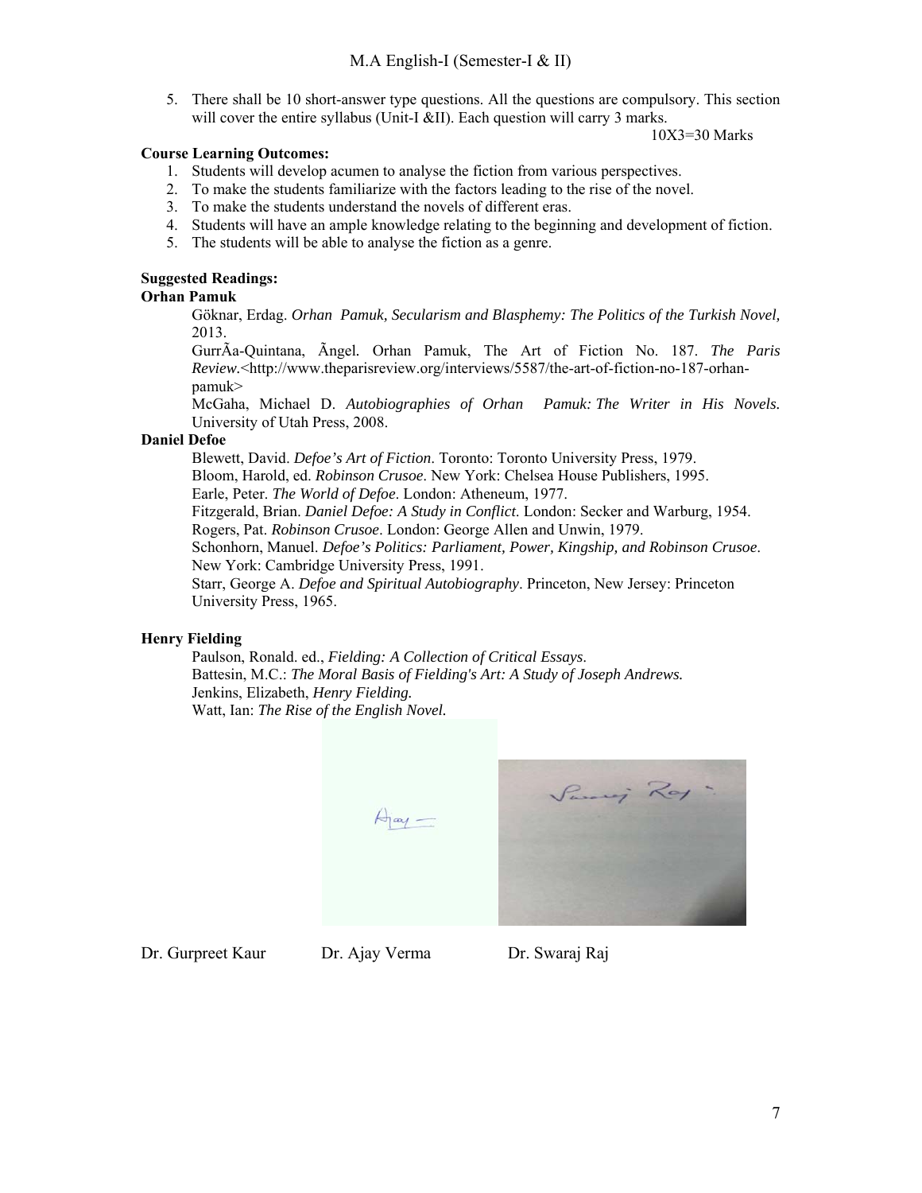5. There shall be 10 short-answer type questions. All the questions are compulsory. This section will cover the entire syllabus (Unit-I &II). Each question will carry 3 marks.

10X3=30 Marks

**Course Learning Outcomes:**

1. Students will develop acumen to analyse the fiction from various perspectives.
2. To make the students familiarize with the factors leading to the rise of the novel.
3. To make the students understand the novels of different eras.
4. Students will have an ample knowledge relating to the beginning and development of fiction.
5. The students will be able to analyse the fiction as a genre.

**Suggested Readings:**

**Orhan Pamuk**

Göknar, Erdag. *Orhan Pamuk, Secularism and Blasphemy: The Politics of the Turkish Novel,* 2013.

GurrÃa-Quintana, Ãngel. Orhan Pamuk, The Art of Fiction No. 187. *The Paris Review.*<http://www.theparisreview.org/interviews/5587/the-art-of-fiction-no-187-orhan-pamuk>

McGaha, Michael D. *Autobiographies of Orhan Pamuk: The Writer in His Novels.* University of Utah Press, 2008.

**Daniel Defoe**

Blewett, David. *Defoe's Art of Fiction*. Toronto: Toronto University Press, 1979.
Bloom, Harold, ed. *Robinson Crusoe*. New York: Chelsea House Publishers, 1995.
Earle, Peter. *The World of Defoe*. London: Atheneum, 1977.
Fitzgerald, Brian. *Daniel Defoe: A Study in Conflict*. London: Secker and Warburg, 1954.
Rogers, Pat. *Robinson Crusoe*. London: George Allen and Unwin, 1979.
Schonhorn, Manuel. *Defoe's Politics: Parliament, Power, Kingship, and Robinson Crusoe*. New York: Cambridge University Press, 1991.
Starr, George A. *Defoe and Spiritual Autobiography*. Princeton, New Jersey: Princeton University Press, 1965.

**Henry Fielding**

Paulson, Ronald. ed., *Fielding: A Collection of Critical Essays*.
Battesin, M.C.: *The Moral Basis of Fielding's Art: A Study of Joseph Andrews.*
Jenkins, Elizabeth, *Henry Fielding.*
Watt, Ian: *The Rise of the English Novel.*

Dr. Gurpreet Kaur Dr. Ajay Verma Dr. Swaraj Raj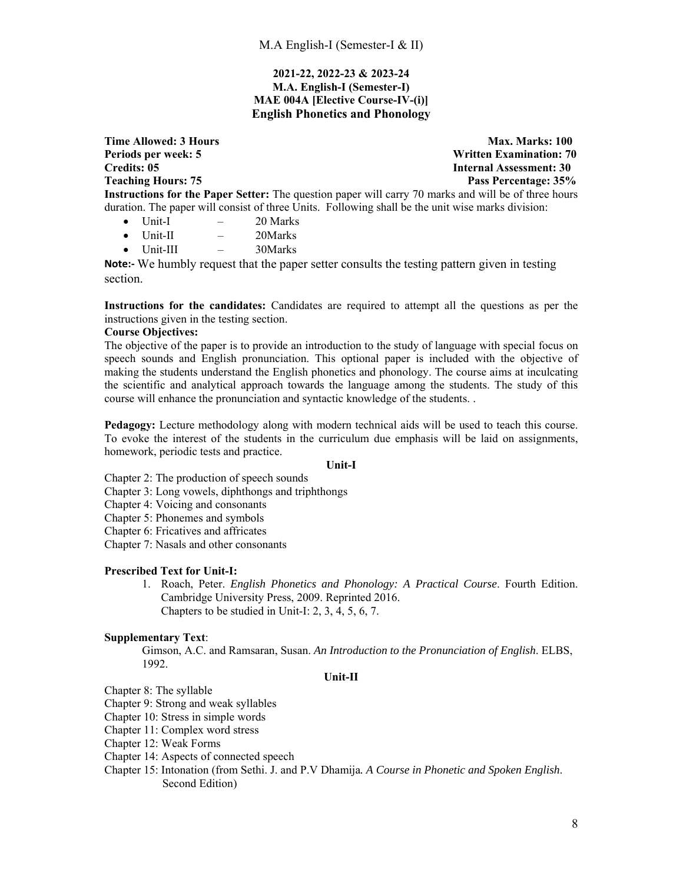**2021-22, 2022-23 & 2023-24**
**M.A. English-I (Semester-I)**
**MAE 004A [Elective Course-IV-(i)]**
## English Phonetics and Phonology

**Time Allowed: 3 Hours** — **Max. Marks: 100**
**Periods per week: 5** — **Written Examination: 70**
**Credits: 05** — **Internal Assessment: 30**
**Teaching Hours: 75** — **Pass Percentage: 35%**

**Instructions for the Paper Setter:** The question paper will carry 70 marks and will be of three hours duration. The paper will consist of three Units. Following shall be the unit wise marks division:

- Unit-I – 20 Marks
- Unit-II – 20Marks
- Unit-III – 30Marks

**Note:-** We humbly request that the paper setter consults the testing pattern given in testing section.

**Instructions for the candidates:** Candidates are required to attempt all the questions as per the instructions given in the testing section.

**Course Objectives:**

The objective of the paper is to provide an introduction to the study of language with special focus on speech sounds and English pronunciation. This optional paper is included with the objective of making the students understand the English phonetics and phonology. The course aims at inculcating the scientific and analytical approach towards the language among the students. The study of this course will enhance the pronunciation and syntactic knowledge of the students. .

**Pedagogy:** Lecture methodology along with modern technical aids will be used to teach this course. To evoke the interest of the students in the curriculum due emphasis will be laid on assignments, homework, periodic tests and practice.

### Unit-I

Chapter 2: The production of speech sounds
Chapter 3: Long vowels, diphthongs and triphthongs
Chapter 4: Voicing and consonants
Chapter 5: Phonemes and symbols
Chapter 6: Fricatives and affricates
Chapter 7: Nasals and other consonants

**Prescribed Text for Unit-I:**

1. Roach, Peter. *English Phonetics and Phonology: A Practical Course*. Fourth Edition. Cambridge University Press, 2009. Reprinted 2016.
   Chapters to be studied in Unit-I: 2, 3, 4, 5, 6, 7.

**Supplementary Text**:

Gimson, A.C. and Ramsaran, Susan. *An Introduction to the Pronunciation of English*. ELBS, 1992.

### Unit-II

Chapter 8: The syllable
Chapter 9: Strong and weak syllables
Chapter 10: Stress in simple words
Chapter 11: Complex word stress
Chapter 12: Weak Forms
Chapter 14: Aspects of connected speech
Chapter 15: Intonation (from Sethi. J. and P.V Dhamija. *A Course in Phonetic and Spoken English*. Second Edition)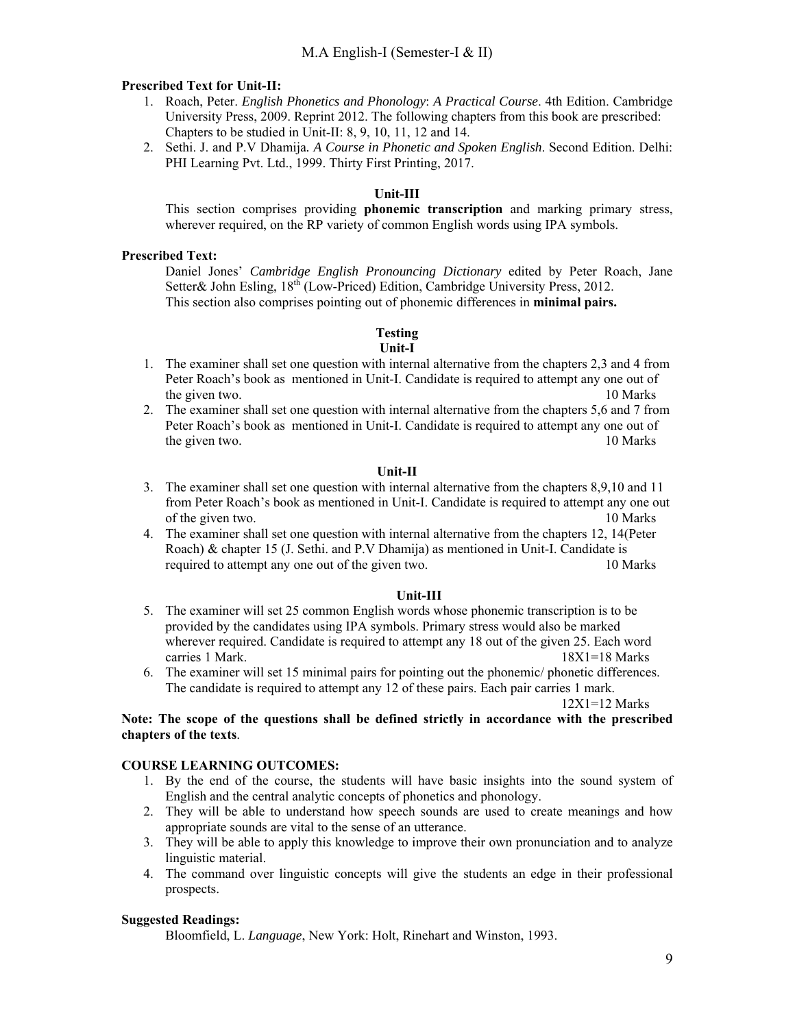**Prescribed Text for Unit-II:**

1. Roach, Peter. *English Phonetics and Phonology*: *A Practical Course*. 4th Edition. Cambridge University Press, 2009. Reprint 2012. The following chapters from this book are prescribed: Chapters to be studied in Unit-II: 8, 9, 10, 11, 12 and 14.
2. Sethi. J. and P.V Dhamija. *A Course in Phonetic and Spoken English*. Second Edition. Delhi: PHI Learning Pvt. Ltd., 1999. Thirty First Printing, 2017.

**Unit-III**

This section comprises providing **phonemic transcription** and marking primary stress, wherever required, on the RP variety of common English words using IPA symbols.

**Prescribed Text:**

Daniel Jones' *Cambridge English Pronouncing Dictionary* edited by Peter Roach, Jane Setter& John Esling, 18th (Low-Priced) Edition, Cambridge University Press, 2012.
This section also comprises pointing out of phonemic differences in **minimal pairs.**

**Testing**

**Unit-I**

1. The examiner shall set one question with internal alternative from the chapters 2,3 and 4 from Peter Roach's book as mentioned in Unit-I. Candidate is required to attempt any one out of the given two. 10 Marks
2. The examiner shall set one question with internal alternative from the chapters 5,6 and 7 from Peter Roach's book as mentioned in Unit-I. Candidate is required to attempt any one out of the given two. 10 Marks

**Unit-II**

3. The examiner shall set one question with internal alternative from the chapters 8,9,10 and 11 from Peter Roach's book as mentioned in Unit-I. Candidate is required to attempt any one out of the given two. 10 Marks
4. The examiner shall set one question with internal alternative from the chapters 12, 14(Peter Roach) & chapter 15 (J. Sethi. and P.V Dhamija) as mentioned in Unit-I. Candidate is required to attempt any one out of the given two. 10 Marks

**Unit-III**

5. The examiner will set 25 common English words whose phonemic transcription is to be provided by the candidates using IPA symbols. Primary stress would also be marked wherever required. Candidate is required to attempt any 18 out of the given 25. Each word carries 1 Mark. 18X1=18 Marks
6. The examiner will set 15 minimal pairs for pointing out the phonemic/ phonetic differences. The candidate is required to attempt any 12 of these pairs. Each pair carries 1 mark. 12X1=12 Marks

**Note: The scope of the questions shall be defined strictly in accordance with the prescribed chapters of the texts**.

**COURSE LEARNING OUTCOMES:**

1. By the end of the course, the students will have basic insights into the sound system of English and the central analytic concepts of phonetics and phonology.
2. They will be able to understand how speech sounds are used to create meanings and how appropriate sounds are vital to the sense of an utterance.
3. They will be able to apply this knowledge to improve their own pronunciation and to analyze linguistic material.
4. The command over linguistic concepts will give the students an edge in their professional prospects.

**Suggested Readings:**

Bloomfield, L. *Language*, New York: Holt, Rinehart and Winston, 1993.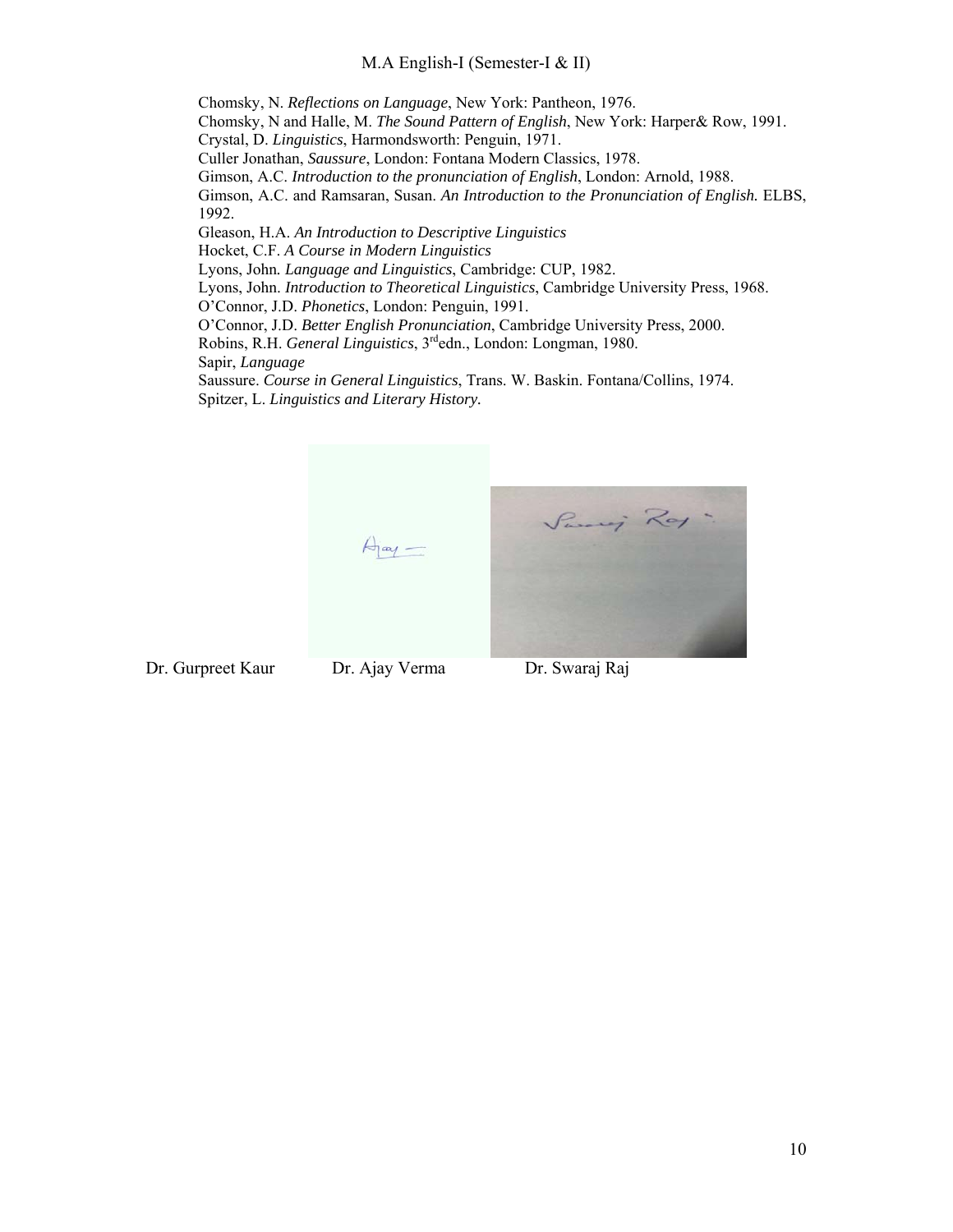Chomsky, N. *Reflections on Language*, New York: Pantheon, 1976.
Chomsky, N and Halle, M. *The Sound Pattern of English*, New York: Harper& Row, 1991.
Crystal, D. *Linguistics*, Harmondsworth: Penguin, 1971.
Culler Jonathan, *Saussure*, London: Fontana Modern Classics, 1978.
Gimson, A.C. *Introduction to the pronunciation of English*, London: Arnold, 1988.
Gimson, A.C. and Ramsaran, Susan. *An Introduction to the Pronunciation of English.* ELBS, 1992.
Gleason, H.A. *An Introduction to Descriptive Linguistics*
Hocket, C.F. *A Course in Modern Linguistics*
Lyons, John*. Language and Linguistics*, Cambridge: CUP, 1982.
Lyons, John. *Introduction to Theoretical Linguistics*, Cambridge University Press, 1968.
O'Connor, J.D. *Phonetics*, London: Penguin, 1991.
O'Connor, J.D. *Better English Pronunciation*, Cambridge University Press, 2000.
Robins, R.H. *General Linguistics*, 3rd edn., London: Longman, 1980.
Sapir, *Language*
Saussure. *Course in General Linguistics*, Trans. W. Baskin. Fontana/Collins, 1974.
Spitzer, L. *Linguistics and Literary History.*

Dr. Gurpreet Kaur Dr. Ajay Verma Dr. Swaraj Raj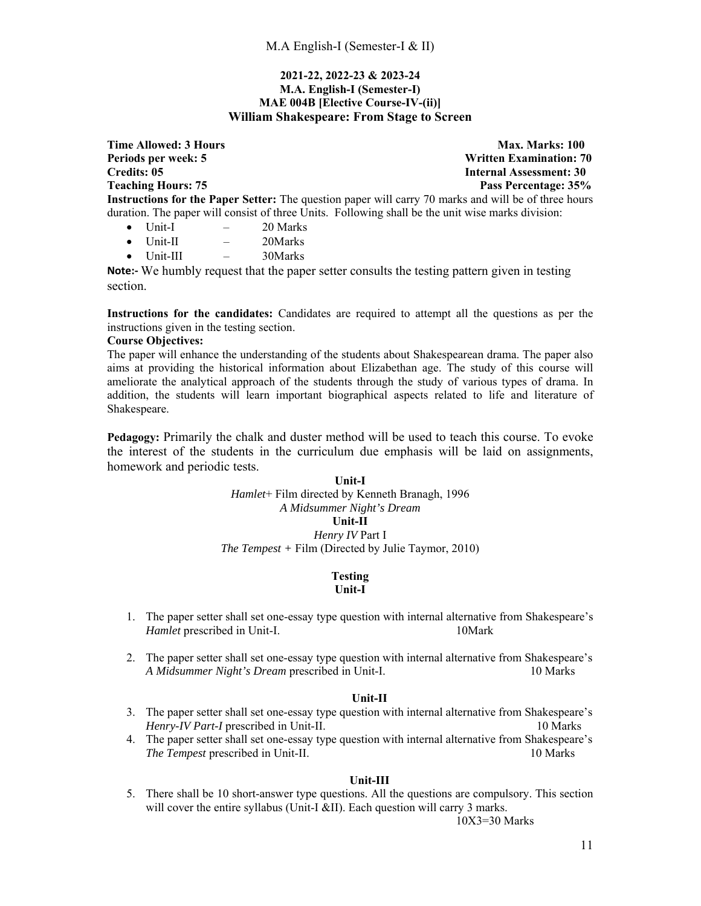**2021-22, 2022-23 & 2023-24**
**M.A. English-I (Semester-I)**
**MAE 004B [Elective Course-IV-(ii)]**
**William Shakespeare: From Stage to Screen**

**Time Allowed: 3 Hours** — **Max. Marks: 100**
**Periods per week: 5** — **Written Examination: 70**
**Credits: 05** — **Internal Assessment: 30**
**Teaching Hours: 75** — **Pass Percentage: 35%**

**Instructions for the Paper Setter:** The question paper will carry 70 marks and will be of three hours duration. The paper will consist of three Units. Following shall be the unit wise marks division:

- Unit-I – 20 Marks
- Unit-II – 20Marks
- Unit-III – 30Marks

**Note:-** We humbly request that the paper setter consults the testing pattern given in testing section.

**Instructions for the candidates:** Candidates are required to attempt all the questions as per the instructions given in the testing section.

**Course Objectives:**

The paper will enhance the understanding of the students about Shakespearean drama. The paper also aims at providing the historical information about Elizabethan age. The study of this course will ameliorate the analytical approach of the students through the study of various types of drama. In addition, the students will learn important biographical aspects related to life and literature of Shakespeare.

**Pedagogy:** Primarily the chalk and duster method will be used to teach this course. To evoke the interest of the students in the curriculum due emphasis will be laid on assignments, homework and periodic tests.

**Unit-I**

*Hamlet*+ Film directed by Kenneth Branagh, 1996

*A Midsummer Night's Dream*

**Unit-II**

*Henry IV* Part I

*The Tempest* + Film (Directed by Julie Taymor, 2010)

**Testing**

**Unit-I**

1. The paper setter shall set one-essay type question with internal alternative from Shakespeare's *Hamlet* prescribed in Unit-I. 10Mark
2. The paper setter shall set one-essay type question with internal alternative from Shakespeare's *A Midsummer Night's Dream* prescribed in Unit-I. 10 Marks

**Unit-II**

3. The paper setter shall set one-essay type question with internal alternative from Shakespeare's *Henry-IV Part-I* prescribed in Unit-II. 10 Marks
4. The paper setter shall set one-essay type question with internal alternative from Shakespeare's *The Tempest* prescribed in Unit-II. 10 Marks

**Unit-III**

5. There shall be 10 short-answer type questions. All the questions are compulsory. This section will cover the entire syllabus (Unit-I &II). Each question will carry 3 marks.
   10X3=30 Marks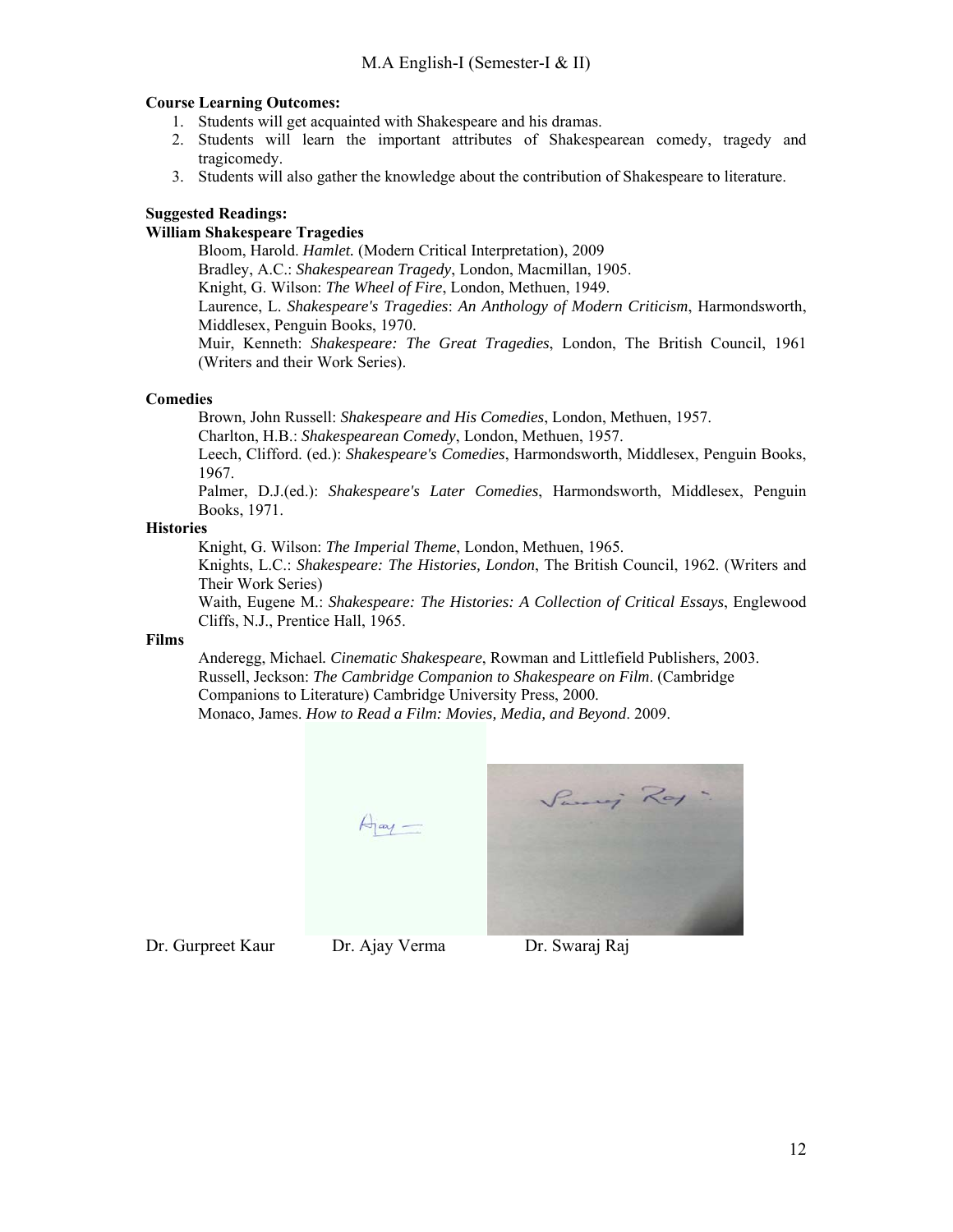**Course Learning Outcomes:**

1. Students will get acquainted with Shakespeare and his dramas.
2. Students will learn the important attributes of Shakespearean comedy, tragedy and tragicomedy.
3. Students will also gather the knowledge about the contribution of Shakespeare to literature.

**Suggested Readings:**

**William Shakespeare Tragedies**

Bloom, Harold. *Hamlet.* (Modern Critical Interpretation), 2009

Bradley, A.C.: *Shakespearean Tragedy*, London, Macmillan, 1905.

Knight, G. Wilson: *The Wheel of Fire*, London, Methuen, 1949.

Laurence, L. *Shakespeare's Tragedies*: *An Anthology of Modern Criticism*, Harmondsworth, Middlesex, Penguin Books, 1970.

Muir, Kenneth: *Shakespeare: The Great Tragedies*, London, The British Council, 1961 (Writers and their Work Series).

**Comedies**

Brown, John Russell: *Shakespeare and His Comedies*, London, Methuen, 1957.

Charlton, H.B.: *Shakespearean Comedy*, London, Methuen, 1957.

Leech, Clifford. (ed.): *Shakespeare's Comedies*, Harmondsworth, Middlesex, Penguin Books, 1967.

Palmer, D.J.(ed.): *Shakespeare's Later Comedies*, Harmondsworth, Middlesex, Penguin Books, 1971.

**Histories**

Knight, G. Wilson: *The Imperial Theme*, London, Methuen, 1965.

Knights, L.C.: *Shakespeare: The Histories, London*, The British Council, 1962. (Writers and Their Work Series)

Waith, Eugene M.: *Shakespeare: The Histories: A Collection of Critical Essays*, Englewood Cliffs, N.J., Prentice Hall, 1965.

**Films**

Anderegg, Michael*. Cinematic Shakespeare*, Rowman and Littlefield Publishers, 2003.

Russell, Jeckson: *The Cambridge Companion to Shakespeare on Film*. (Cambridge Companions to Literature) Cambridge University Press, 2000.

Monaco, James. *How to Read a Film: Movies, Media, and Beyond*. 2009.

Dr. Gurpreet Kaur Dr. Ajay Verma Dr. Swaraj Raj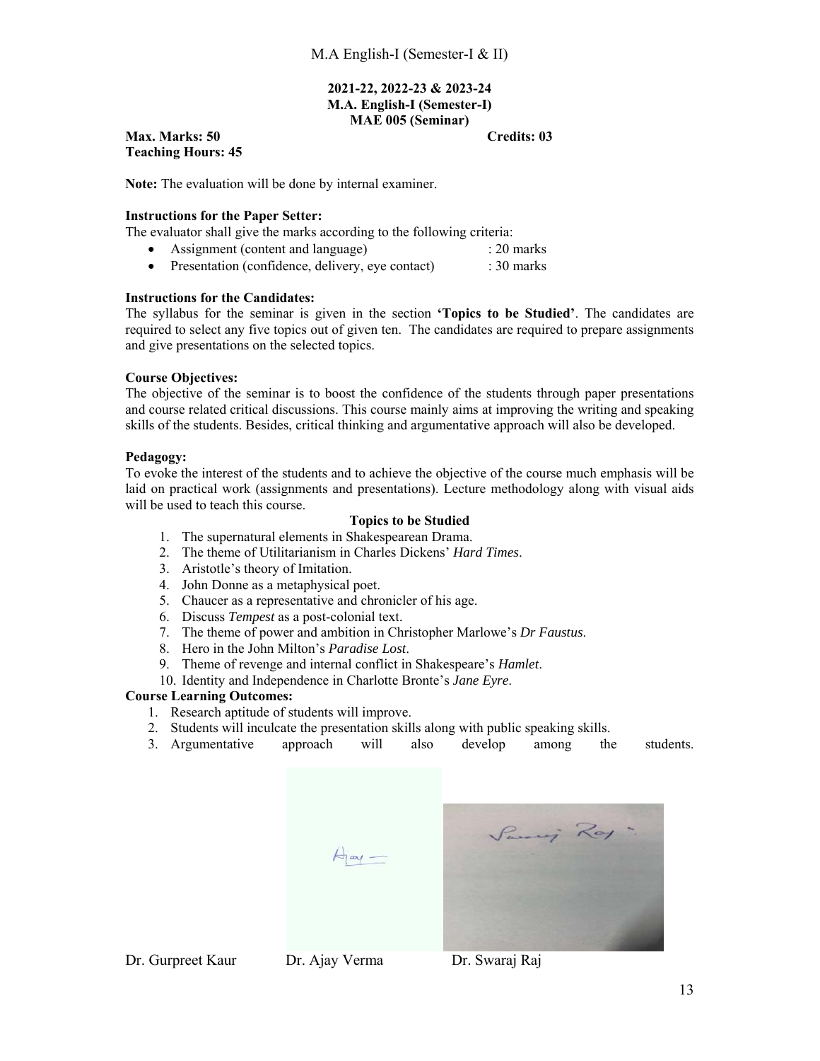**2021-22, 2022-23 & 2023-24**
**M.A. English-I (Semester-I)**
**MAE 005 (Seminar)**

**Max. Marks: 50** **Credits: 03**
**Teaching Hours: 45**

**Note:** The evaluation will be done by internal examiner.

**Instructions for the Paper Setter:**
The evaluator shall give the marks according to the following criteria:

- Assignment (content and language) : 20 marks
- Presentation (confidence, delivery, eye contact) : 30 marks

**Instructions for the Candidates:**
The syllabus for the seminar is given in the section **'Topics to be Studied'**. The candidates are required to select any five topics out of given ten. The candidates are required to prepare assignments and give presentations on the selected topics.

**Course Objectives:**
The objective of the seminar is to boost the confidence of the students through paper presentations and course related critical discussions. This course mainly aims at improving the writing and speaking skills of the students. Besides, critical thinking and argumentative approach will also be developed.

**Pedagogy:**
To evoke the interest of the students and to achieve the objective of the course much emphasis will be laid on practical work (assignments and presentations). Lecture methodology along with visual aids will be used to teach this course.

**Topics to be Studied**

1. The supernatural elements in Shakespearean Drama.
2. The theme of Utilitarianism in Charles Dickens' *Hard Times*.
3. Aristotle's theory of Imitation.
4. John Donne as a metaphysical poet.
5. Chaucer as a representative and chronicler of his age.
6. Discuss *Tempest* as a post-colonial text.
7. The theme of power and ambition in Christopher Marlowe's *Dr Faustus*.
8. Hero in the John Milton's *Paradise Lost*.
9. Theme of revenge and internal conflict in Shakespeare's *Hamlet*.
10. Identity and Independence in Charlotte Bronte's *Jane Eyre*.

**Course Learning Outcomes:**

1. Research aptitude of students will improve.
2. Students will inculcate the presentation skills along with public speaking skills.
3. Argumentative approach will also develop among the students.

Dr. Gurpreet Kaur Dr. Ajay Verma Dr. Swaraj Raj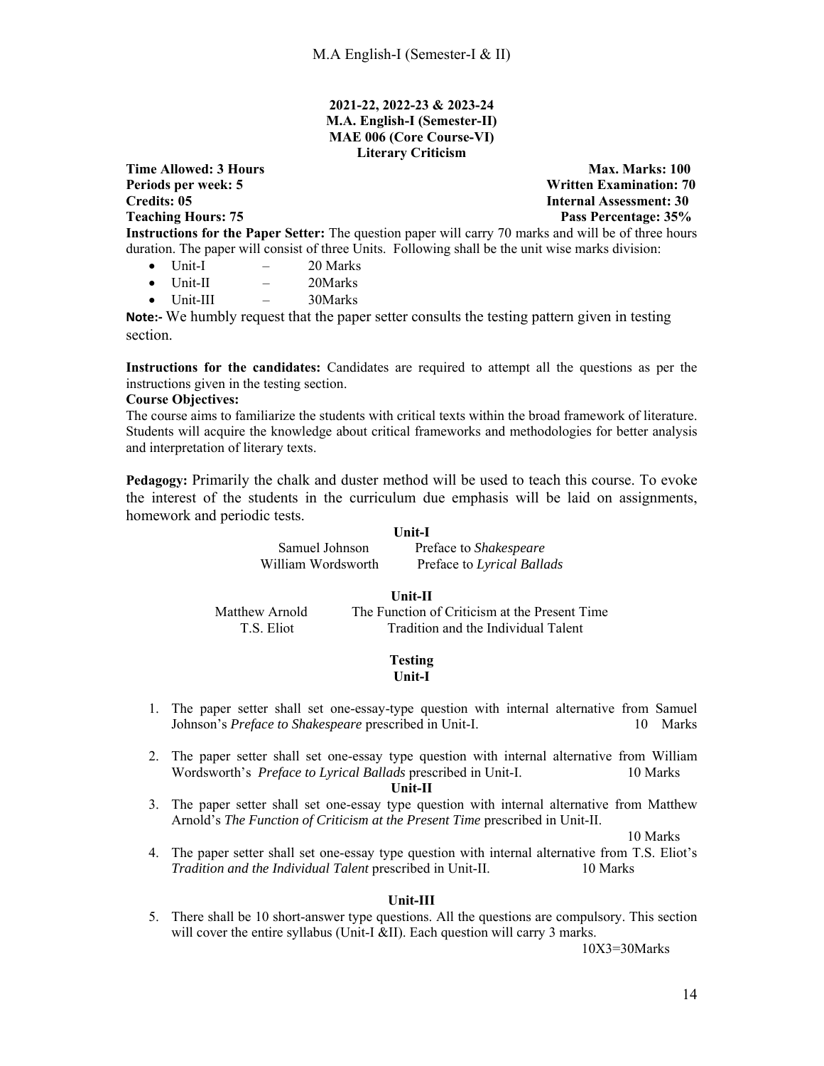**2021-22, 2022-23 & 2023-24**
**M.A. English-I (Semester-II)**
**MAE 006 (Core Course-VI)**
**Literary Criticism**

**Time Allowed: 3 Hours** | **Max. Marks: 100**
**Periods per week: 5** | **Written Examination: 70**
**Credits: 05** | **Internal Assessment: 30**
**Teaching Hours: 75** | **Pass Percentage: 35%**

**Instructions for the Paper Setter:** The question paper will carry 70 marks and will be of three hours duration. The paper will consist of three Units. Following shall be the unit wise marks division:

- Unit-I – 20 Marks
- Unit-II – 20Marks
- Unit-III – 30Marks

**Note:-** We humbly request that the paper setter consults the testing pattern given in testing section.

**Instructions for the candidates:** Candidates are required to attempt all the questions as per the instructions given in the testing section.

**Course Objectives:**
The course aims to familiarize the students with critical texts within the broad framework of literature. Students will acquire the knowledge about critical frameworks and methodologies for better analysis and interpretation of literary texts.

**Pedagogy:** Primarily the chalk and duster method will be used to teach this course. To evoke the interest of the students in the curriculum due emphasis will be laid on assignments, homework and periodic tests.

**Unit-I**

Samuel Johnson — Preface to *Shakespeare*
William Wordsworth — Preface to *Lyrical Ballads*

**Unit-II**

Matthew Arnold — The Function of Criticism at the Present Time
T.S. Eliot — Tradition and the Individual Talent

**Testing**

**Unit-I**

1. The paper setter shall set one-essay-type question with internal alternative from Samuel Johnson's *Preface to Shakespeare* prescribed in Unit-I. 10 Marks

2. The paper setter shall set one-essay type question with internal alternative from William Wordsworth's *Preface to Lyrical Ballads* prescribed in Unit-I. 10 Marks

**Unit-II**

3. The paper setter shall set one-essay type question with internal alternative from Matthew Arnold's *The Function of Criticism at the Present Time* prescribed in Unit-II. 10 Marks

4. The paper setter shall set one-essay type question with internal alternative from T.S. Eliot's *Tradition and the Individual Talent* prescribed in Unit-II. 10 Marks

**Unit-III**

5. There shall be 10 short-answer type questions. All the questions are compulsory. This section will cover the entire syllabus (Unit-I &II). Each question will carry 3 marks.
10X3=30Marks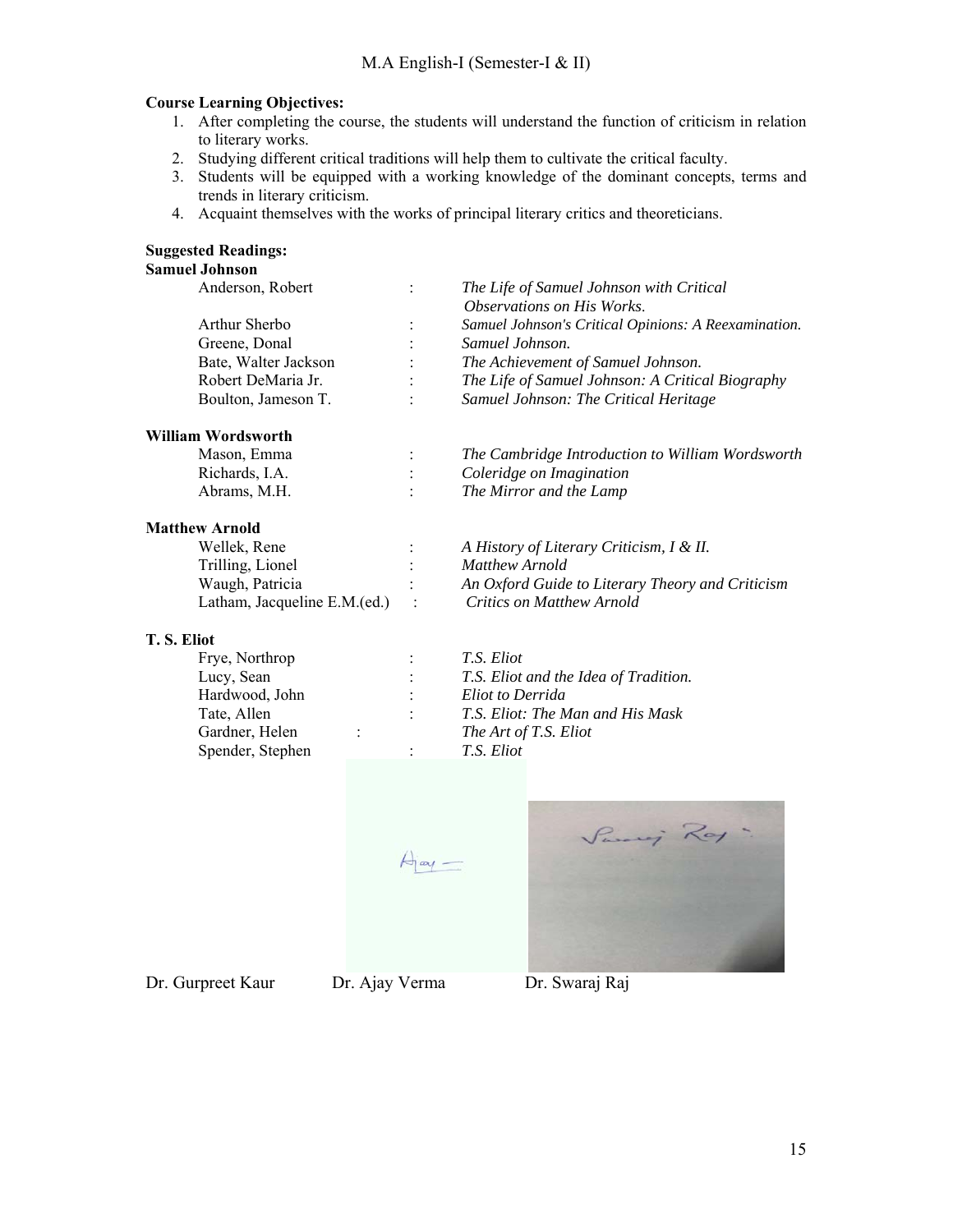**Course Learning Objectives:**

1. After completing the course, the students will understand the function of criticism in relation to literary works.
2. Studying different critical traditions will help them to cultivate the critical faculty.
3. Students will be equipped with a working knowledge of the dominant concepts, terms and trends in literary criticism.
4. Acquaint themselves with the works of principal literary critics and theoreticians.

**Suggested Readings:**

**Samuel Johnson**

| | | |
|---|---|---|
| Anderson, Robert | : | *The Life of Samuel Johnson with Critical Observations on His Works*. |
| Arthur Sherbo | : | *Samuel Johnson's Critical Opinions: A Reexamination.* |
| Greene, Donal | : | *Samuel Johnson.* |
| Bate, Walter Jackson | : | *The Achievement of Samuel Johnson*. |
| Robert DeMaria Jr. | : | *The Life of Samuel Johnson: A Critical Biography* |
| Boulton, Jameson T. | : | *Samuel Johnson: The Critical Heritage* |

**William Wordsworth**

| | | |
|---|---|---|
| Mason, Emma | : | *The Cambridge Introduction to William Wordsworth* |
| Richards, I.A. | : | *Coleridge on Imagination* |
| Abrams, M.H. | : | *The Mirror and the Lamp* |

**Matthew Arnold**

| | | |
|---|---|---|
| Wellek, Rene | : | *A History of Literary Criticism, I & II.* |
| Trilling, Lionel | : | *Matthew Arnold* |
| Waugh, Patricia | : | *An Oxford Guide to Literary Theory and Criticism* |
| Latham, Jacqueline E.M.(ed.) | : | *Critics on Matthew Arnold* |

**T. S. Eliot**

| | | |
|---|---|---|
| Frye, Northrop | : | *T.S. Eliot* |
| Lucy, Sean | : | *T.S. Eliot and the Idea of Tradition.* |
| Hardwood, John | : | *Eliot to Derrida* |
| Tate, Allen | : | *T.S. Eliot: The Man and His Mask* |
| Gardner, Helen | : | *The Art of T.S. Eliot* |
| Spender, Stephen | : | *T.S. Eliot* |

Dr. Gurpreet Kaur    Dr. Ajay Verma    Dr. Swaraj Raj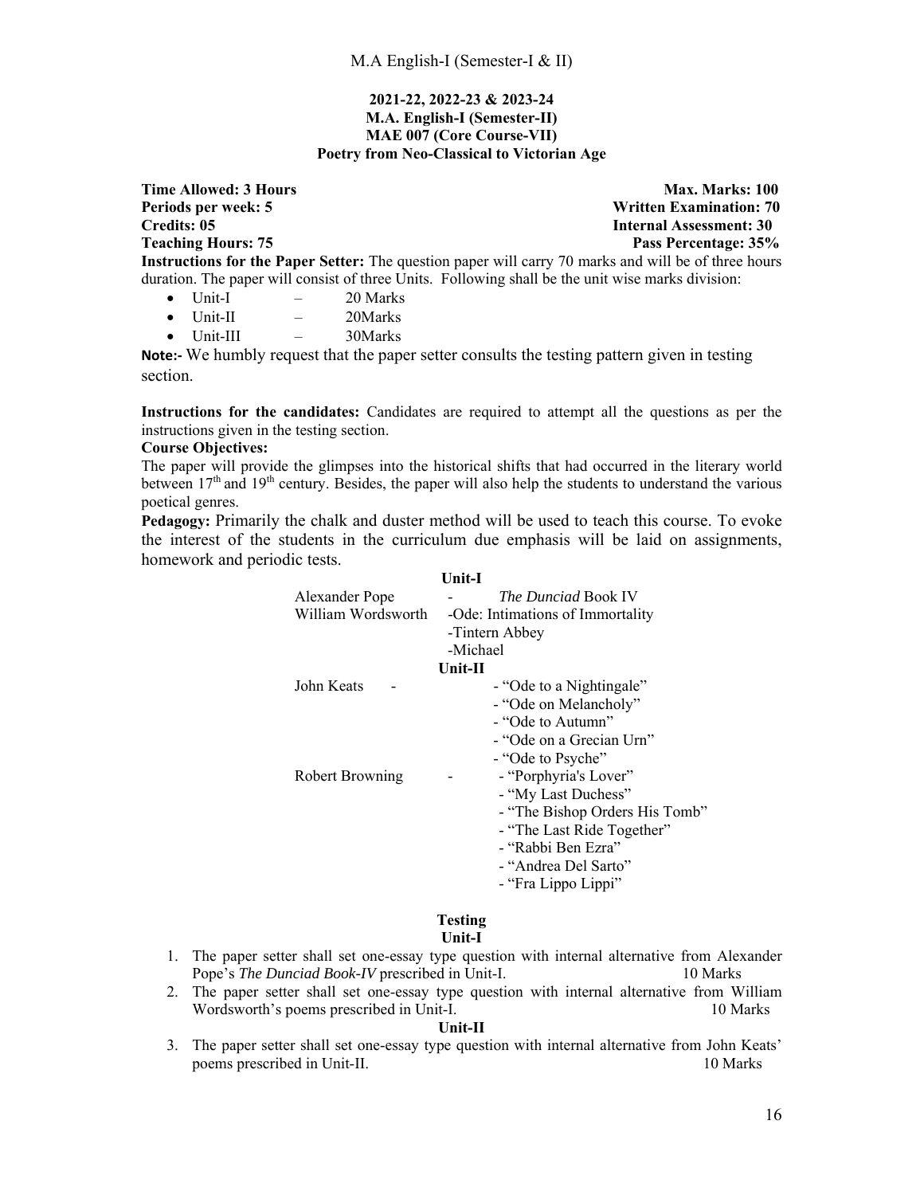**2021-22, 2022-23 & 2023-24**
**M.A. English-I (Semester-II)**
**MAE 007 (Core Course-VII)**
**Poetry from Neo-Classical to Victorian Age**

**Time Allowed: 3 Hours** **Max. Marks: 100**
**Periods per week: 5** **Written Examination: 70**
**Credits: 05** **Internal Assessment: 30**
**Teaching Hours: 75** **Pass Percentage: 35%**

**Instructions for the Paper Setter:** The question paper will carry 70 marks and will be of three hours duration. The paper will consist of three Units. Following shall be the unit wise marks division:

- Unit-I – 20 Marks
- Unit-II – 20Marks
- Unit-III – 30Marks

**Note:-** We humbly request that the paper setter consults the testing pattern given in testing section.

**Instructions for the candidates:** Candidates are required to attempt all the questions as per the instructions given in the testing section.

**Course Objectives:**
The paper will provide the glimpses into the historical shifts that had occurred in the literary world between 17th and 19th century. Besides, the paper will also help the students to understand the various poetical genres.

**Pedagogy:** Primarily the chalk and duster method will be used to teach this course. To evoke the interest of the students in the curriculum due emphasis will be laid on assignments, homework and periodic tests.

**Unit-I**

Alexander Pope - *The Dunciad* Book IV
William Wordsworth -Ode: Intimations of Immortality
-Tintern Abbey
-Michael

**Unit-II**

John Keats -
- "Ode to a Nightingale"
- "Ode on Melancholy"
- "Ode to Autumn"
- "Ode on a Grecian Urn"
- "Ode to Psyche"

Robert Browning -
- "Porphyria's Lover"
- "My Last Duchess"
- "The Bishop Orders His Tomb"
- "The Last Ride Together"
- "Rabbi Ben Ezra"
- "Andrea Del Sarto"
- "Fra Lippo Lippi"

**Testing**

**Unit-I**

1. The paper setter shall set one-essay type question with internal alternative from Alexander Pope's *The Dunciad Book-IV* prescribed in Unit-I. 10 Marks
2. The paper setter shall set one-essay type question with internal alternative from William Wordsworth's poems prescribed in Unit-I. 10 Marks

**Unit-II**

3. The paper setter shall set one-essay type question with internal alternative from John Keats' poems prescribed in Unit-II. 10 Marks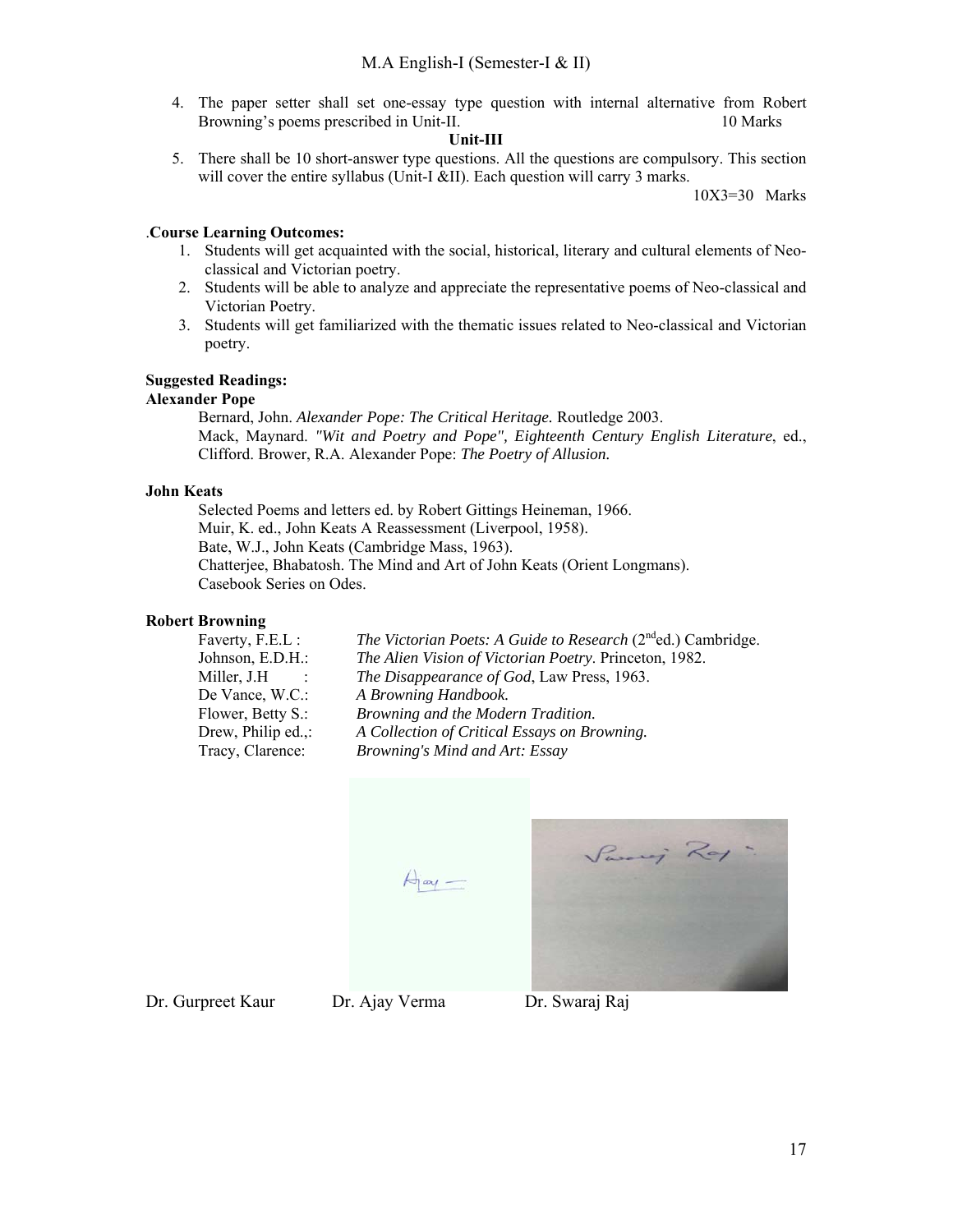4. The paper setter shall set one-essay type question with internal alternative from Robert Browning's poems prescribed in Unit-II. 10 Marks

**Unit-III**

5. There shall be 10 short-answer type questions. All the questions are compulsory. This section will cover the entire syllabus (Unit-I &II). Each question will carry 3 marks.

10X3=30 Marks

.**Course Learning Outcomes:**

1. Students will get acquainted with the social, historical, literary and cultural elements of Neo-classical and Victorian poetry.
2. Students will be able to analyze and appreciate the representative poems of Neo-classical and Victorian Poetry.
3. Students will get familiarized with the thematic issues related to Neo-classical and Victorian poetry.

**Suggested Readings:**

**Alexander Pope**

Bernard, John. *Alexander Pope: The Critical Heritage.* Routledge 2003.
Mack, Maynard. *"Wit and Poetry and Pope", Eighteenth Century English Literature*, ed., Clifford. Brower, R.A. Alexander Pope: *The Poetry of Allusion.*

**John Keats**

Selected Poems and letters ed. by Robert Gittings Heineman, 1966.
Muir, K. ed., John Keats A Reassessment (Liverpool, 1958).
Bate, W.J., John Keats (Cambridge Mass, 1963).
Chatterjee, Bhabatosh. The Mind and Art of John Keats (Orient Longmans).
Casebook Series on Odes.

**Robert Browning**

Faverty, F.E.L : *The Victorian Poets: A Guide to Research* (2nd ed.) Cambridge.
Johnson, E.D.H.: *The Alien Vision of Victorian Poetry*. Princeton, 1982.
Miller, J.H : *The Disappearance of God*, Law Press, 1963.
De Vance, W.C.: *A Browning Handbook.*
Flower, Betty S.: *Browning and the Modern Tradition.*
Drew, Philip ed.,: *A Collection of Critical Essays on Browning.*
Tracy, Clarence: *Browning's Mind and Art: Essay*

Dr. Gurpreet Kaur Dr. Ajay Verma Dr. Swaraj Raj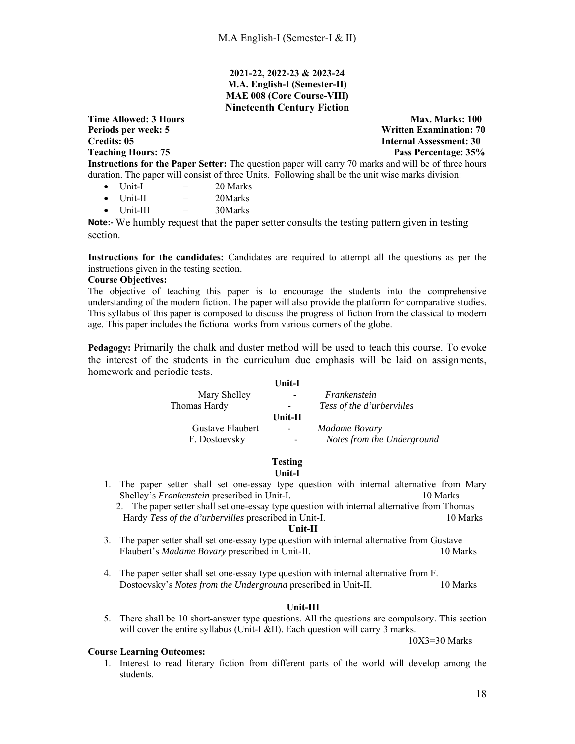**2021-22, 2022-23 & 2023-24**
**M.A. English-I (Semester-II)**
**MAE 008 (Core Course-VIII)**

## Nineteenth Century Fiction

**Time Allowed: 3 Hours** — **Max. Marks: 100**
**Periods per week: 5** — **Written Examination: 70**
**Credits: 05** — **Internal Assessment: 30**
**Teaching Hours: 75** — **Pass Percentage: 35%**

**Instructions for the Paper Setter:** The question paper will carry 70 marks and will be of three hours duration. The paper will consist of three Units. Following shall be the unit wise marks division:

- Unit-I – 20 Marks
- Unit-II – 20Marks
- Unit-III – 30Marks

**Note:-** We humbly request that the paper setter consults the testing pattern given in testing section.

**Instructions for the candidates:** Candidates are required to attempt all the questions as per the instructions given in the testing section.

**Course Objectives:**

The objective of teaching this paper is to encourage the students into the comprehensive understanding of the modern fiction. The paper will also provide the platform for comparative studies. This syllabus of this paper is composed to discuss the progress of fiction from the classical to modern age. This paper includes the fictional works from various corners of the globe.

**Pedagogy:** Primarily the chalk and duster method will be used to teach this course. To evoke the interest of the students in the curriculum due emphasis will be laid on assignments, homework and periodic tests.

**Unit-I**

Mary Shelley - *Frankenstein*
Thomas Hardy - *Tess of the d'urbervilles*

**Unit-II**

Gustave Flaubert - *Madame Bovary*
F. Dostoevsky - *Notes from the Underground*

**Testing**

**Unit-I**

1. The paper setter shall set one-essay type question with internal alternative from Mary Shelley's *Frankenstein* prescribed in Unit-I. 10 Marks
2. The paper setter shall set one-essay type question with internal alternative from Thomas Hardy *Tess of the d'urbervilles* prescribed in Unit-I. 10 Marks

**Unit-II**

3. The paper setter shall set one-essay type question with internal alternative from Gustave Flaubert's *Madame Bovary* prescribed in Unit-II. 10 Marks
4. The paper setter shall set one-essay type question with internal alternative from F. Dostoevsky's *Notes from the Underground* prescribed in Unit-II. 10 Marks

**Unit-III**

5. There shall be 10 short-answer type questions. All the questions are compulsory. This section will cover the entire syllabus (Unit-I &II). Each question will carry 3 marks.
   10X3=30 Marks

**Course Learning Outcomes:**

1. Interest to read literary fiction from different parts of the world will develop among the students.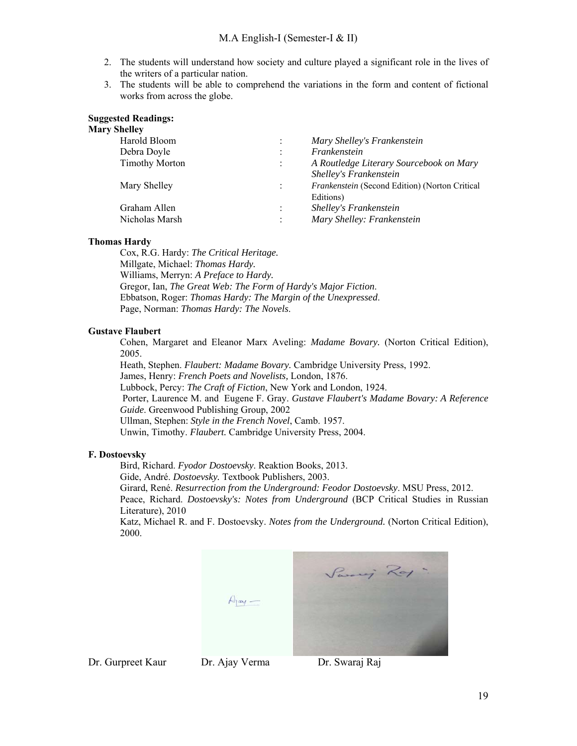2. The students will understand how society and culture played a significant role in the lives of the writers of a particular nation.
3. The students will be able to comprehend the variations in the form and content of fictional works from across the globe.

**Suggested Readings:**

**Mary Shelley**

| | | |
|---|---|---|
| Harold Bloom | : | *Mary Shelley's Frankenstein* |
| Debra Doyle | : | *Frankenstein* |
| Timothy Morton | : | *A Routledge Literary Sourcebook on Mary Shelley's Frankenstein* |
| Mary Shelley | : | *Frankenstein* (Second Edition) (Norton Critical Editions) |
| Graham Allen | : | *Shelley's Frankenstein* |
| Nicholas Marsh | : | *Mary Shelley: Frankenstein* |

**Thomas Hardy**

Cox, R.G. Hardy: *The Critical Heritage.*
Millgate, Michael: *Thomas Hardy.*
Williams, Merryn: *A Preface to Hardy.*
Gregor, Ian, *The Great Web: The Form of Hardy's Major Fiction*.
Ebbatson, Roger: *Thomas Hardy: The Margin of the Unexpressed*.
Page, Norman: *Thomas Hardy: The Novels*.

**Gustave Flaubert**

Cohen, Margaret and Eleanor Marx Aveling: *Madame Bovary.* (Norton Critical Edition), 2005.
Heath, Stephen. *Flaubert: Madame Bovary*. Cambridge University Press, 1992.
James, Henry: *French Poets and Novelists,* London, 1876.
Lubbock, Percy: *The Craft of Fiction*, New York and London, 1924.
Porter, Laurence M. and Eugene F. Gray. *Gustave Flaubert's Madame Bovary: A Reference Guide*. Greenwood Publishing Group, 2002
Ullman, Stephen: *Style in the French Novel*, Camb. 1957.
Unwin, Timothy. *Flaubert.* Cambridge University Press, 2004.

**F. Dostoevsky**

Bird, Richard. *Fyodor Dostoevsky*. Reaktion Books, 2013.
Gide, André. *Dostoevsky.* Textbook Publishers, 2003.
Girard, René. *Resurrection from the Underground: Feodor Dostoevsky*. MSU Press, 2012.
Peace, Richard. *Dostoevsky's: Notes from Underground* (BCP Critical Studies in Russian Literature), 2010
Katz, Michael R. and F. Dostoevsky. *Notes from the Underground.* (Norton Critical Edition), 2000.

Dr. Gurpreet Kaur Dr. Ajay Verma Dr. Swaraj Raj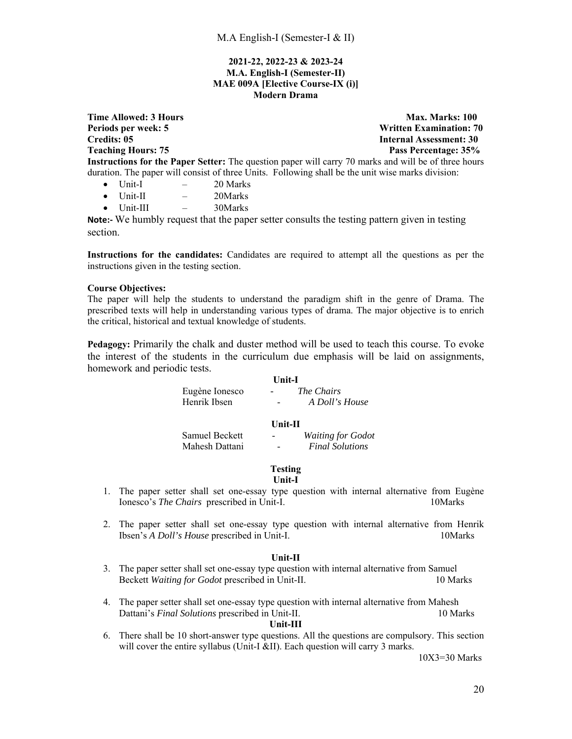### 2021-22, 2022-23 & 2023-24
### M.A. English-I (Semester-II)
### MAE 009A [Elective Course-IX (i)]
### Modern Drama

| | |
|---|---|
| **Time Allowed: 3 Hours** | **Max. Marks: 100** |
| **Periods per week: 5** | **Written Examination: 70** |
| **Credits: 05** | **Internal Assessment: 30** |
| **Teaching Hours: 75** | **Pass Percentage: 35%** |

**Instructions for the Paper Setter:** The question paper will carry 70 marks and will be of three hours duration. The paper will consist of three Units. Following shall be the unit wise marks division:

- Unit-I – 20 Marks
- Unit-II – 20Marks
- Unit-III – 30Marks

**Note:-** We humbly request that the paper setter consults the testing pattern given in testing section.

**Instructions for the candidates:** Candidates are required to attempt all the questions as per the instructions given in the testing section.

**Course Objectives:**
The paper will help the students to understand the paradigm shift in the genre of Drama. The prescribed texts will help in understanding various types of drama. The major objective is to enrich the critical, historical and textual knowledge of students.

**Pedagogy:** Primarily the chalk and duster method will be used to teach this course. To evoke the interest of the students in the curriculum due emphasis will be laid on assignments, homework and periodic tests.

**Unit-I**

Eugène Ionesco - *The Chairs*
Henrik Ibsen - *A Doll's House*

**Unit-II**

Samuel Beckett - *Waiting for Godot*
Mahesh Dattani - *Final Solutions*

**Testing**

**Unit-I**

1. The paper setter shall set one-essay type question with internal alternative from Eugène Ionesco's *The Chairs* prescribed in Unit-I. 10Marks

2. The paper setter shall set one-essay type question with internal alternative from Henrik Ibsen's *A Doll's House* prescribed in Unit-I. 10Marks

**Unit-II**

3. The paper setter shall set one-essay type question with internal alternative from Samuel Beckett *Waiting for Godot* prescribed in Unit-II. 10 Marks

4. The paper setter shall set one-essay type question with internal alternative from Mahesh Dattani's *Final Solutions* prescribed in Unit-II. 10 Marks

**Unit-III**

6. There shall be 10 short-answer type questions. All the questions are compulsory. This section will cover the entire syllabus (Unit-I &II). Each question will carry 3 marks.

10X3=30 Marks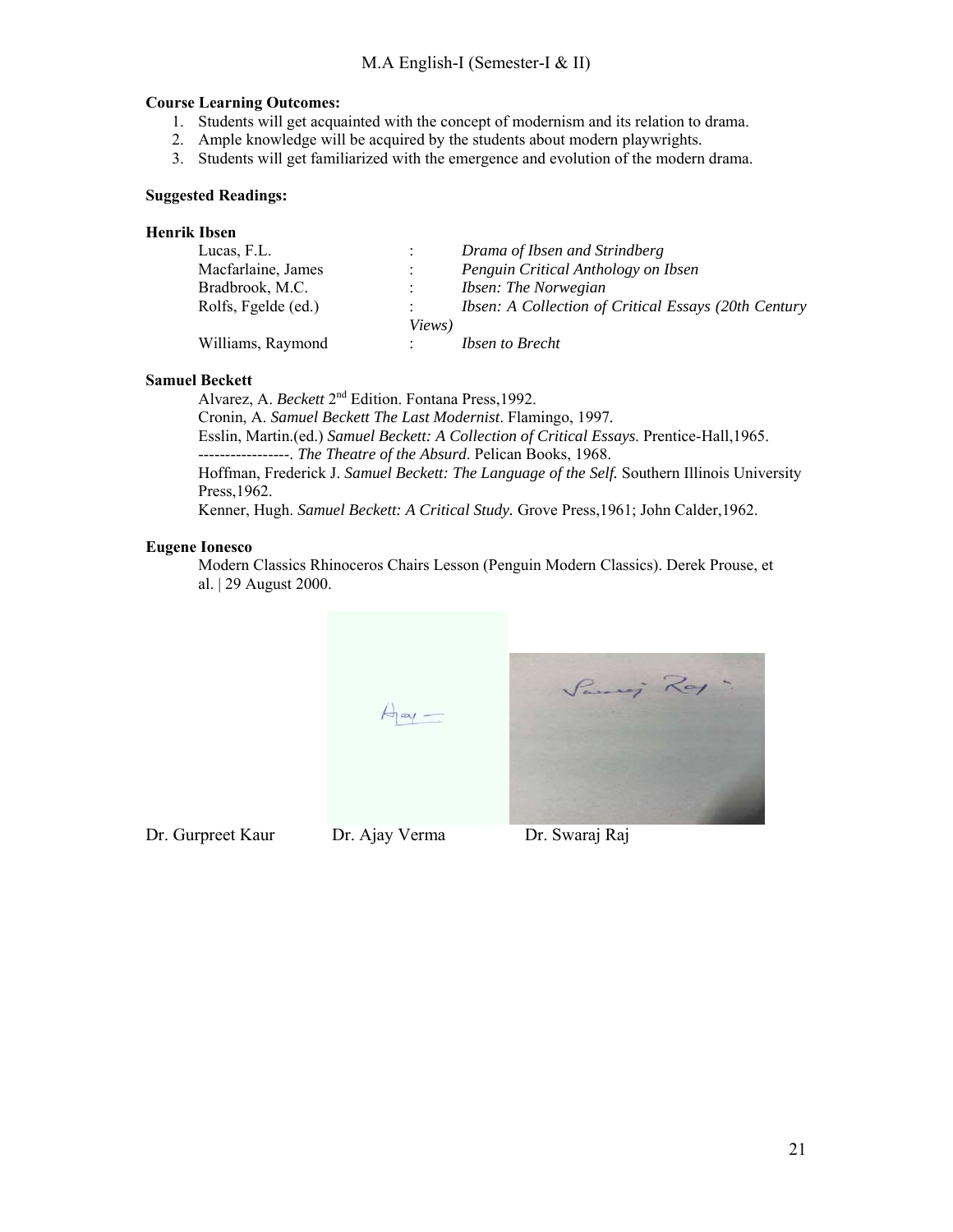**Course Learning Outcomes:**

1. Students will get acquainted with the concept of modernism and its relation to drama.
2. Ample knowledge will be acquired by the students about modern playwrights.
3. Students will get familiarized with the emergence and evolution of the modern drama.

**Suggested Readings:**

**Henrik Ibsen**

| | | |
|---|---|---|
| Lucas, F.L. | : | *Drama of Ibsen and Strindberg* |
| Macfarlaine, James | : | *Penguin Critical Anthology on Ibsen* |
| Bradbrook, M.C. | : | *Ibsen: The Norwegian* |
| Rolfs, Fgelde (ed.) | : | *Ibsen: A Collection of Critical Essays (20th Century Views)* |
| Williams, Raymond | : | *Ibsen to Brecht* |

**Samuel Beckett**

Alvarez, A. *Beckett* 2nd Edition. Fontana Press,1992.
Cronin, A. *Samuel Beckett The Last Modernist*. Flamingo, 1997.
Esslin, Martin.(ed.) *Samuel Beckett: A Collection of Critical Essays.* Prentice-Hall,1965.
-----------------. *The Theatre of the Absurd*. Pelican Books, 1968.
Hoffman, Frederick J. *Samuel Beckett: The Language of the Self.* Southern Illinois University Press,1962.
Kenner, Hugh. *Samuel Beckett: A Critical Study.* Grove Press,1961; John Calder,1962.

**Eugene Ionesco**

Modern Classics Rhinoceros Chairs Lesson (Penguin Modern Classics). Derek Prouse, et al. | 29 August 2000.

Dr. Gurpreet Kaur Dr. Ajay Verma Dr. Swaraj Raj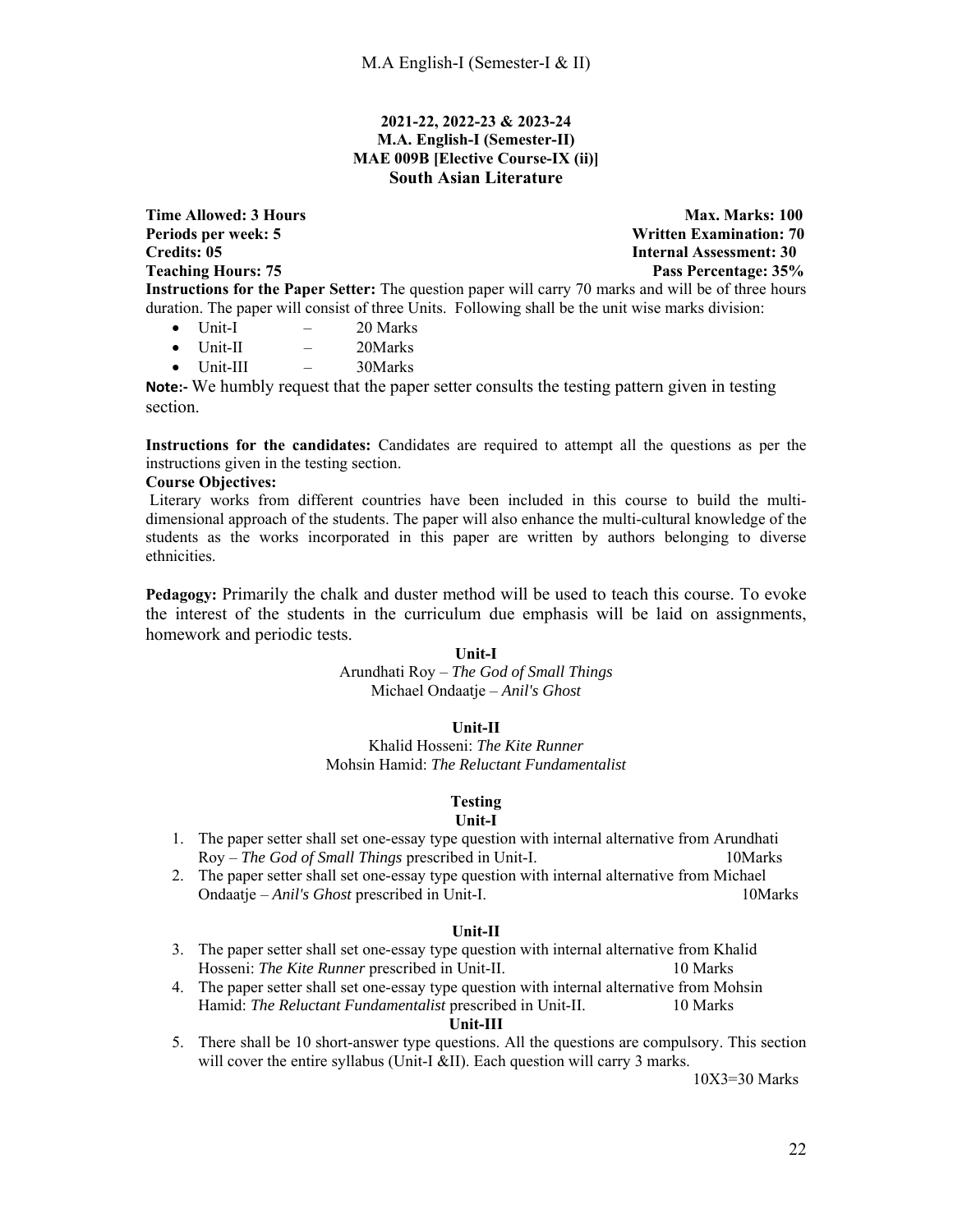**2021-22, 2022-23 & 2023-24**
**M.A. English-I (Semester-II)**
**MAE 009B [Elective Course-IX (ii)]**
**South Asian Literature**

**Time Allowed: 3 Hours** | **Max. Marks: 100**
**Periods per week: 5** | **Written Examination: 70**
**Credits: 05** | **Internal Assessment: 30**
**Teaching Hours: 75** | **Pass Percentage: 35%**

**Instructions for the Paper Setter:** The question paper will carry 70 marks and will be of three hours duration. The paper will consist of three Units. Following shall be the unit wise marks division:

- Unit-I – 20 Marks
- Unit-II – 20Marks
- Unit-III – 30Marks

**Note:-** We humbly request that the paper setter consults the testing pattern given in testing section.

**Instructions for the candidates:** Candidates are required to attempt all the questions as per the instructions given in the testing section.

**Course Objectives:**

Literary works from different countries have been included in this course to build the multi-dimensional approach of the students. The paper will also enhance the multi-cultural knowledge of the students as the works incorporated in this paper are written by authors belonging to diverse ethnicities.

**Pedagogy:** Primarily the chalk and duster method will be used to teach this course. To evoke the interest of the students in the curriculum due emphasis will be laid on assignments, homework and periodic tests.

**Unit-I**

Arundhati Roy – *The God of Small Things*
Michael Ondaatje – *Anil's Ghost*

**Unit-II**

Khalid Hosseni: *The Kite Runner*
Mohsin Hamid: *The Reluctant Fundamentalist*

**Testing**

**Unit-I**

1. The paper setter shall set one-essay type question with internal alternative from Arundhati Roy – *The God of Small Things* prescribed in Unit-I. 10Marks
2. The paper setter shall set one-essay type question with internal alternative from Michael Ondaatje – *Anil's Ghost* prescribed in Unit-I. 10Marks

**Unit-II**

3. The paper setter shall set one-essay type question with internal alternative from Khalid Hosseni: *The Kite Runner* prescribed in Unit-II. 10 Marks
4. The paper setter shall set one-essay type question with internal alternative from Mohsin Hamid: *The Reluctant Fundamentalist* prescribed in Unit-II. 10 Marks

**Unit-III**

5. There shall be 10 short-answer type questions. All the questions are compulsory. This section will cover the entire syllabus (Unit-I &II). Each question will carry 3 marks.
   10X3=30 Marks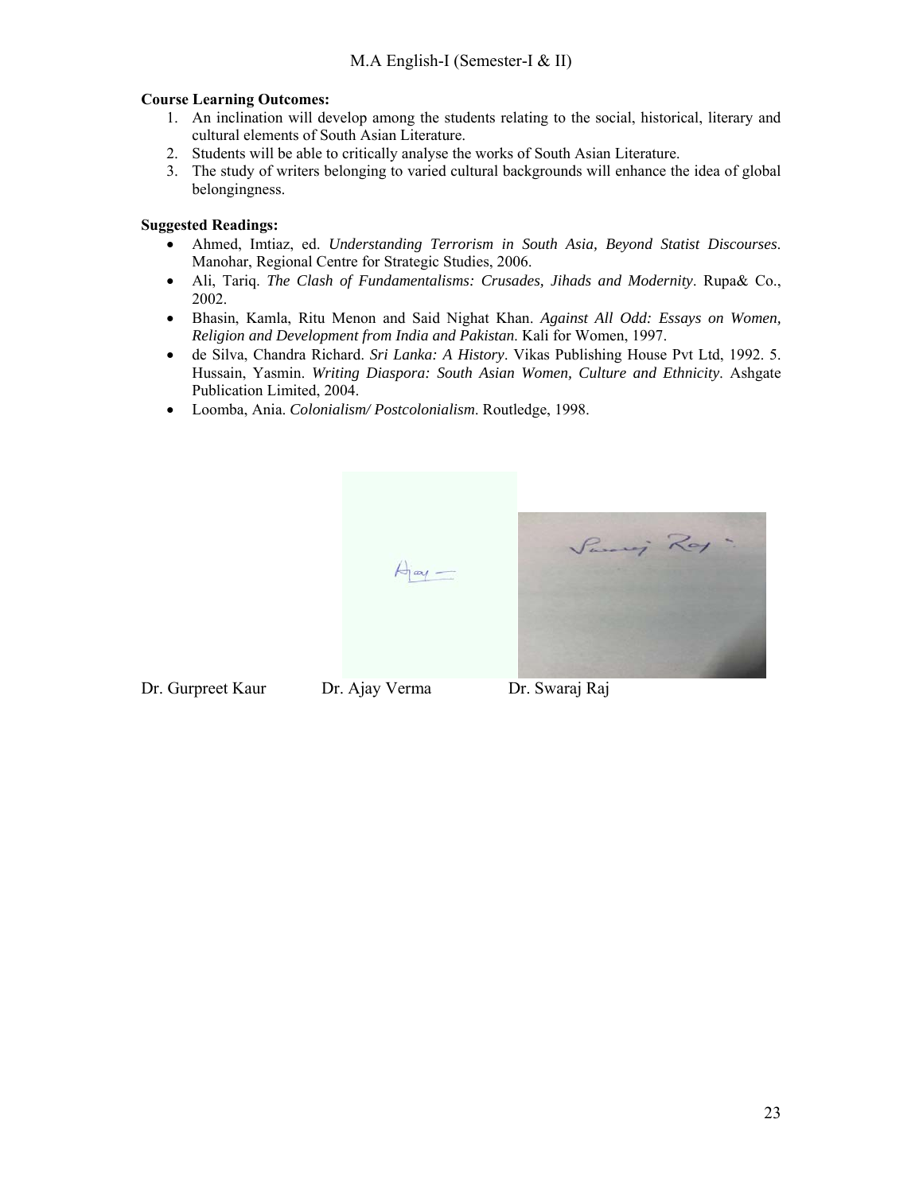**Course Learning Outcomes:**

1. An inclination will develop among the students relating to the social, historical, literary and cultural elements of South Asian Literature.
2. Students will be able to critically analyse the works of South Asian Literature.
3. The study of writers belonging to varied cultural backgrounds will enhance the idea of global belongingness.

**Suggested Readings:**

- Ahmed, Imtiaz, ed. *Understanding Terrorism in South Asia, Beyond Statist Discourses*. Manohar, Regional Centre for Strategic Studies, 2006.
- Ali, Tariq. *The Clash of Fundamentalisms: Crusades, Jihads and Modernity*. Rupa& Co., 2002.
- Bhasin, Kamla, Ritu Menon and Said Nighat Khan. *Against All Odd: Essays on Women, Religion and Development from India and Pakistan*. Kali for Women, 1997.
- de Silva, Chandra Richard. *Sri Lanka: A History*. Vikas Publishing House Pvt Ltd, 1992. 5. Hussain, Yasmin. *Writing Diaspora: South Asian Women, Culture and Ethnicity*. Ashgate Publication Limited, 2004.
- Loomba, Ania. *Colonialism/ Postcolonialism*. Routledge, 1998.

Dr. Gurpreet Kaur &nbsp;&nbsp;&nbsp;&nbsp; Dr. Ajay Verma &nbsp;&nbsp;&nbsp;&nbsp; Dr. Swaraj Raj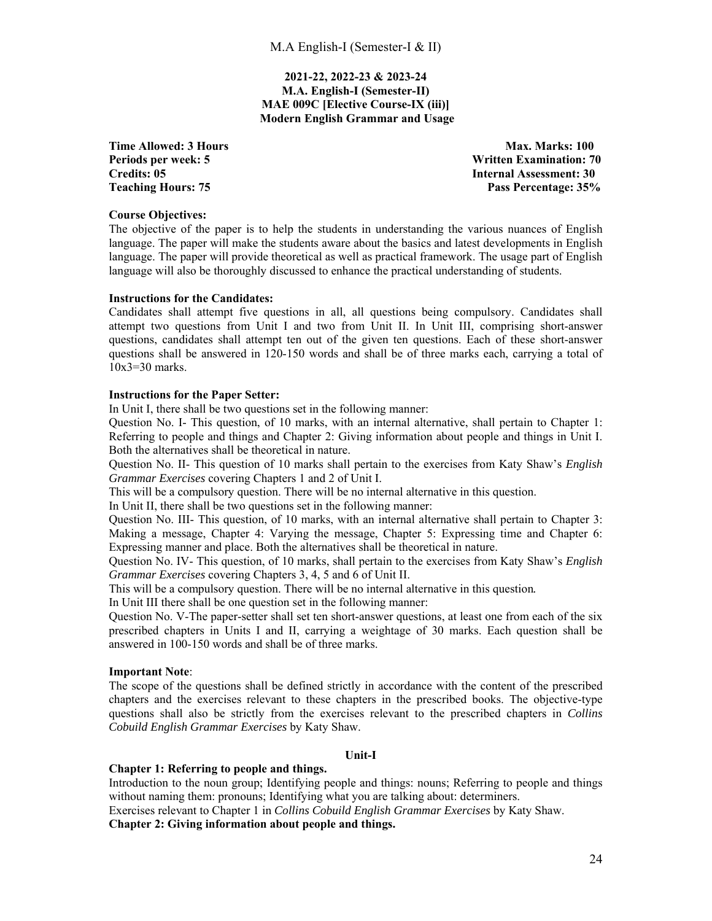**2021-22, 2022-23 & 2023-24**
**M.A. English-I (Semester-II)**
**MAE 009C [Elective Course-IX (iii)]**
**Modern English Grammar and Usage**

| | |
|---|---|
| **Time Allowed: 3 Hours** | **Max. Marks: 100** |
| **Periods per week: 5** | **Written Examination: 70** |
| **Credits: 05** | **Internal Assessment: 30** |
| **Teaching Hours: 75** | **Pass Percentage: 35%** |

**Course Objectives:**
The objective of the paper is to help the students in understanding the various nuances of English language. The paper will make the students aware about the basics and latest developments in English language. The paper will provide theoretical as well as practical framework. The usage part of English language will also be thoroughly discussed to enhance the practical understanding of students.

**Instructions for the Candidates:**
Candidates shall attempt five questions in all, all questions being compulsory. Candidates shall attempt two questions from Unit I and two from Unit II. In Unit III, comprising short-answer questions, candidates shall attempt ten out of the given ten questions. Each of these short-answer questions shall be answered in 120-150 words and shall be of three marks each, carrying a total of 10x3=30 marks.

**Instructions for the Paper Setter:**
In Unit I, there shall be two questions set in the following manner:
Question No. I- This question, of 10 marks, with an internal alternative, shall pertain to Chapter 1: Referring to people and things and Chapter 2: Giving information about people and things in Unit I. Both the alternatives shall be theoretical in nature.
Question No. II- This question of 10 marks shall pertain to the exercises from Katy Shaw's *English Grammar Exercises* covering Chapters 1 and 2 of Unit I.
This will be a compulsory question. There will be no internal alternative in this question.
In Unit II, there shall be two questions set in the following manner:
Question No. III- This question, of 10 marks, with an internal alternative shall pertain to Chapter 3: Making a message, Chapter 4: Varying the message, Chapter 5: Expressing time and Chapter 6: Expressing manner and place. Both the alternatives shall be theoretical in nature.
Question No. IV- This question, of 10 marks, shall pertain to the exercises from Katy Shaw's *English Grammar Exercises* covering Chapters 3, 4, 5 and 6 of Unit II.
This will be a compulsory question. There will be no internal alternative in this question.
In Unit III there shall be one question set in the following manner:
Question No. V-The paper-setter shall set ten short-answer questions, at least one from each of the six prescribed chapters in Units I and II, carrying a weightage of 30 marks. Each question shall be answered in 100-150 words and shall be of three marks.

**Important Note**:
The scope of the questions shall be defined strictly in accordance with the content of the prescribed chapters and the exercises relevant to these chapters in the prescribed books. The objective-type questions shall also be strictly from the exercises relevant to the prescribed chapters in *Collins Cobuild English Grammar Exercises* by Katy Shaw.

**Unit-I**

**Chapter 1: Referring to people and things.**
Introduction to the noun group; Identifying people and things: nouns; Referring to people and things without naming them: pronouns; Identifying what you are talking about: determiners.
Exercises relevant to Chapter 1 in *Collins Cobuild English Grammar Exercises* by Katy Shaw.
**Chapter 2: Giving information about people and things.**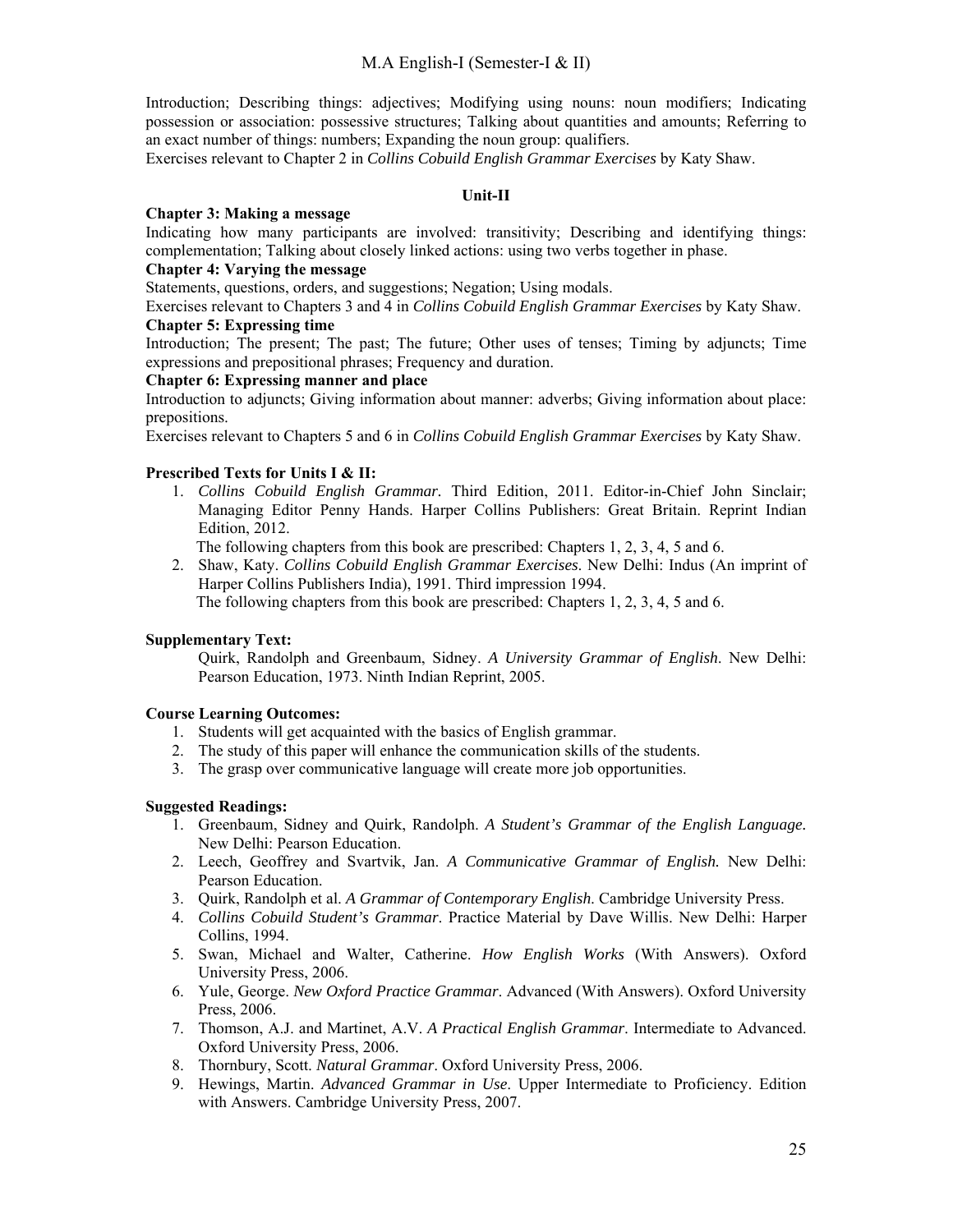Introduction; Describing things: adjectives; Modifying using nouns: noun modifiers; Indicating possession or association: possessive structures; Talking about quantities and amounts; Referring to an exact number of things: numbers; Expanding the noun group: qualifiers.

Exercises relevant to Chapter 2 in *Collins Cobuild English Grammar Exercises* by Katy Shaw.

**Unit-II**

**Chapter 3: Making a message**

Indicating how many participants are involved: transitivity; Describing and identifying things: complementation; Talking about closely linked actions: using two verbs together in phase.

**Chapter 4: Varying the message**

Statements, questions, orders, and suggestions; Negation; Using modals.

Exercises relevant to Chapters 3 and 4 in *Collins Cobuild English Grammar Exercises* by Katy Shaw.

**Chapter 5: Expressing time**

Introduction; The present; The past; The future; Other uses of tenses; Timing by adjuncts; Time expressions and prepositional phrases; Frequency and duration.

**Chapter 6: Expressing manner and place**

Introduction to adjuncts; Giving information about manner: adverbs; Giving information about place: prepositions.

Exercises relevant to Chapters 5 and 6 in *Collins Cobuild English Grammar Exercises* by Katy Shaw.

**Prescribed Texts for Units I & II:**

1. *Collins Cobuild English Grammar.* Third Edition, 2011. Editor-in-Chief John Sinclair; Managing Editor Penny Hands. Harper Collins Publishers: Great Britain. Reprint Indian Edition, 2012.
   The following chapters from this book are prescribed: Chapters 1, 2, 3, 4, 5 and 6.
2. Shaw, Katy. *Collins Cobuild English Grammar Exercises*. New Delhi: Indus (An imprint of Harper Collins Publishers India), 1991. Third impression 1994.
   The following chapters from this book are prescribed: Chapters 1, 2, 3, 4, 5 and 6.

**Supplementary Text:**

Quirk, Randolph and Greenbaum, Sidney. *A University Grammar of English*. New Delhi: Pearson Education, 1973. Ninth Indian Reprint, 2005.

**Course Learning Outcomes:**

1. Students will get acquainted with the basics of English grammar.
2. The study of this paper will enhance the communication skills of the students.
3. The grasp over communicative language will create more job opportunities.

**Suggested Readings:**

1. Greenbaum, Sidney and Quirk, Randolph. *A Student's Grammar of the English Language.* New Delhi: Pearson Education.
2. Leech, Geoffrey and Svartvik, Jan. *A Communicative Grammar of English.* New Delhi: Pearson Education.
3. Quirk, Randolph et al. *A Grammar of Contemporary English*. Cambridge University Press.
4. *Collins Cobuild Student's Grammar*. Practice Material by Dave Willis. New Delhi: Harper Collins, 1994.
5. Swan, Michael and Walter, Catherine. *How English Works* (With Answers). Oxford University Press, 2006.
6. Yule, George. *New Oxford Practice Grammar*. Advanced (With Answers). Oxford University Press, 2006.
7. Thomson, A.J. and Martinet, A.V. *A Practical English Grammar*. Intermediate to Advanced. Oxford University Press, 2006.
8. Thornbury, Scott. *Natural Grammar*. Oxford University Press, 2006.
9. Hewings, Martin. *Advanced Grammar in Use*. Upper Intermediate to Proficiency. Edition with Answers. Cambridge University Press, 2007.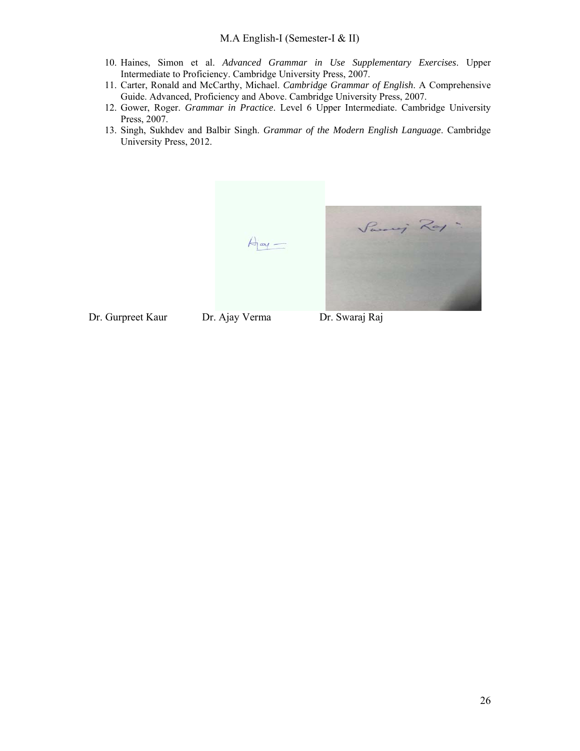10. Haines, Simon et al. *Advanced Grammar in Use Supplementary Exercises*. Upper Intermediate to Proficiency. Cambridge University Press, 2007.
11. Carter, Ronald and McCarthy, Michael. *Cambridge Grammar of English*. A Comprehensive Guide. Advanced, Proficiency and Above. Cambridge University Press, 2007.
12. Gower, Roger. *Grammar in Practice*. Level 6 Upper Intermediate. Cambridge University Press, 2007.
13. Singh, Sukhdev and Balbir Singh. *Grammar of the Modern English Language*. Cambridge University Press, 2012.

Dr. Gurpreet Kaur Dr. Ajay Verma Dr. Swaraj Raj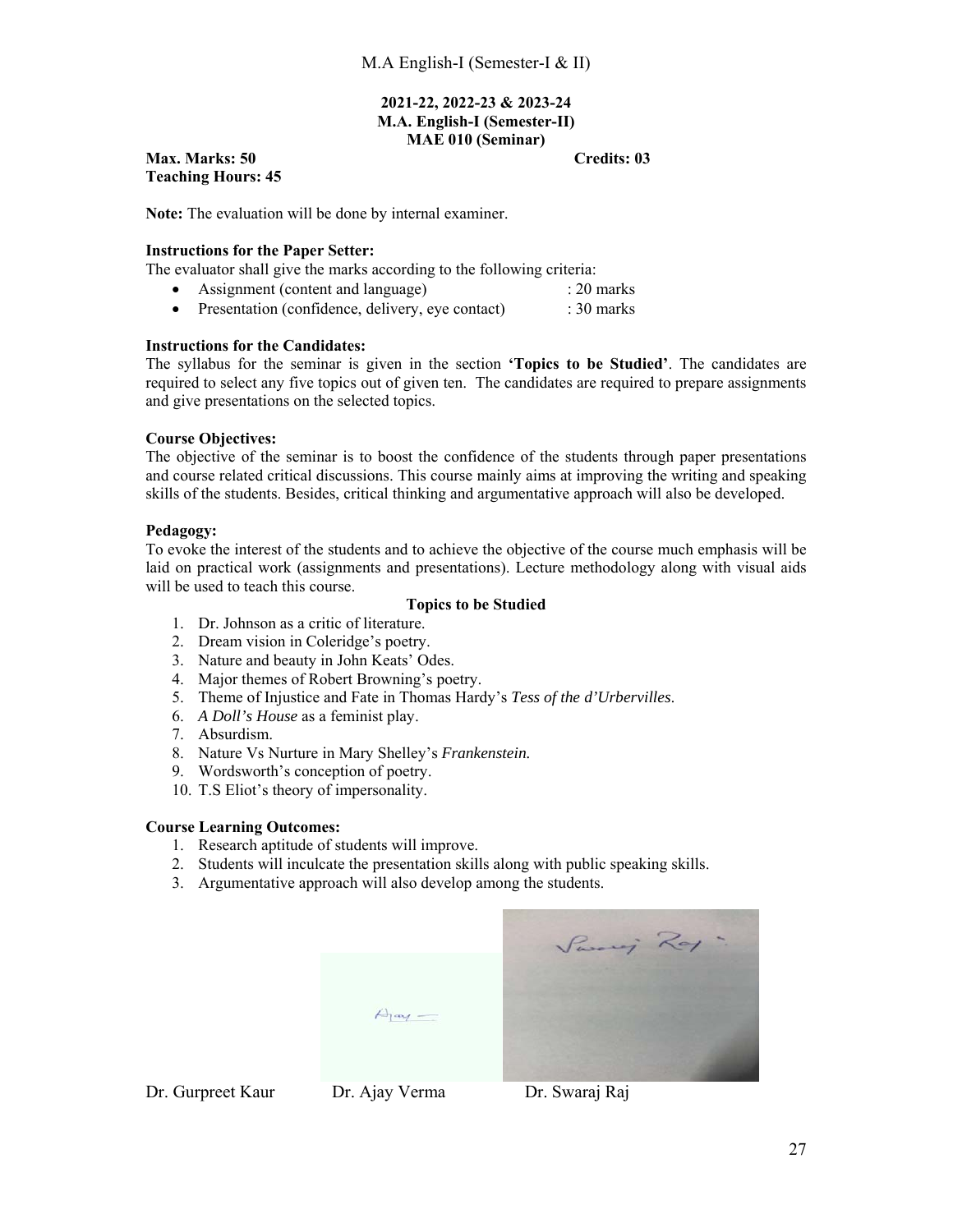M.A English-I (Semester-I & II)

**2021-22, 2022-23 & 2023-24**
**M.A. English-I (Semester-II)**
**MAE 010 (Seminar)**

**Max. Marks: 50** **Credits: 03**
**Teaching Hours: 45**

**Note:** The evaluation will be done by internal examiner.

**Instructions for the Paper Setter:**
The evaluator shall give the marks according to the following criteria:

- Assignment (content and language) : 20 marks
- Presentation (confidence, delivery, eye contact) : 30 marks

**Instructions for the Candidates:**
The syllabus for the seminar is given in the section **'Topics to be Studied'**. The candidates are required to select any five topics out of given ten. The candidates are required to prepare assignments and give presentations on the selected topics.

**Course Objectives:**
The objective of the seminar is to boost the confidence of the students through paper presentations and course related critical discussions. This course mainly aims at improving the writing and speaking skills of the students. Besides, critical thinking and argumentative approach will also be developed.

**Pedagogy:**
To evoke the interest of the students and to achieve the objective of the course much emphasis will be laid on practical work (assignments and presentations). Lecture methodology along with visual aids will be used to teach this course.

**Topics to be Studied**

1. Dr. Johnson as a critic of literature.
2. Dream vision in Coleridge's poetry.
3. Nature and beauty in John Keats' Odes.
4. Major themes of Robert Browning's poetry.
5. Theme of Injustice and Fate in Thomas Hardy's *Tess of the d'Urbervilles.*
6. *A Doll's House* as a feminist play.
7. Absurdism.
8. Nature Vs Nurture in Mary Shelley's *Frankenstein.*
9. Wordsworth's conception of poetry.
10. T.S Eliot's theory of impersonality.

**Course Learning Outcomes:**

1. Research aptitude of students will improve.
2. Students will inculcate the presentation skills along with public speaking skills.
3. Argumentative approach will also develop among the students.

Dr. Gurpreet Kaur Dr. Ajay Verma Dr. Swaraj Raj